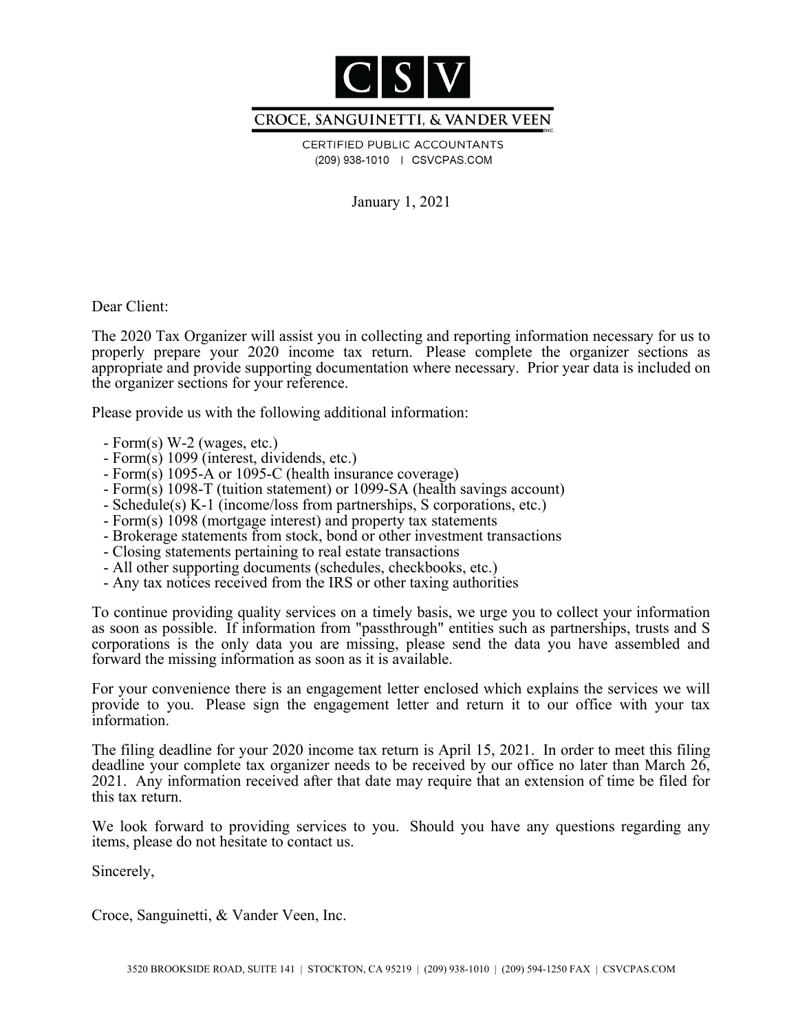# CSV

## CROCE, SANGUINETTI, & VANDER VEEN INC.

CERTIFIED PUBLIC ACCOUNTANTS
(209) 938-1010 | CSVCPAS.COM

January 1, 2021

Dear Client:

The 2020 Tax Organizer will assist you in collecting and reporting information necessary for us to properly prepare your 2020 income tax return. Please complete the organizer sections as appropriate and provide supporting documentation where necessary. Prior year data is included on the organizer sections for your reference.

Please provide us with the following additional information:

- Form(s) W-2 (wages, etc.)
- Form(s) 1099 (interest, dividends, etc.)
- Form(s) 1095-A or 1095-C (health insurance coverage)
- Form(s) 1098-T (tuition statement) or 1099-SA (health savings account)
- Schedule(s) K-1 (income/loss from partnerships, S corporations, etc.)
- Form(s) 1098 (mortgage interest) and property tax statements
- Brokerage statements from stock, bond or other investment transactions
- Closing statements pertaining to real estate transactions
- All other supporting documents (schedules, checkbooks, etc.)
- Any tax notices received from the IRS or other taxing authorities

To continue providing quality services on a timely basis, we urge you to collect your information as soon as possible. If information from "passthrough" entities such as partnerships, trusts and S corporations is the only data you are missing, please send the data you have assembled and forward the missing information as soon as it is available.

For your convenience there is an engagement letter enclosed which explains the services we will provide to you. Please sign the engagement letter and return it to our office with your tax information.

The filing deadline for your 2020 income tax return is April 15, 2021. In order to meet this filing deadline your complete tax organizer needs to be received by our office no later than March 26, 2021. Any information received after that date may require that an extension of time be filed for this tax return.

We look forward to providing services to you. Should you have any questions regarding any items, please do not hesitate to contact us.

Sincerely,

Croce, Sanguinetti, & Vander Veen, Inc.

3520 BROOKSIDE ROAD, SUITE 141 | STOCKTON, CA 95219 | (209) 938-1010 | (209) 594-1250 FAX | CSVCPAS.COM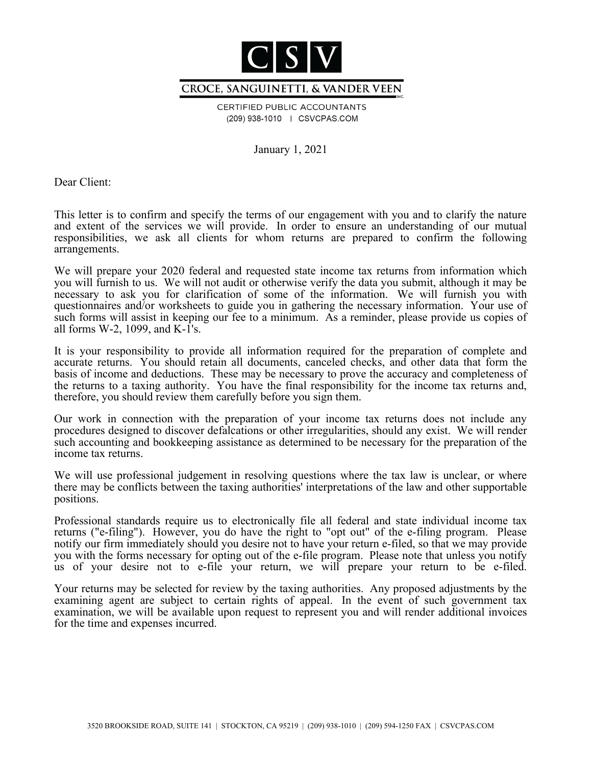# CSV

## CROCE, SANGUINETTI, & VANDER VEEN INC.

CERTIFIED PUBLIC ACCOUNTANTS
(209) 938-1010 | CSVCPAS.COM

January 1, 2021

Dear Client:

This letter is to confirm and specify the terms of our engagement with you and to clarify the nature and extent of the services we will provide. In order to ensure an understanding of our mutual responsibilities, we ask all clients for whom returns are prepared to confirm the following arrangements.

We will prepare your 2020 federal and requested state income tax returns from information which you will furnish to us. We will not audit or otherwise verify the data you submit, although it may be necessary to ask you for clarification of some of the information. We will furnish you with questionnaires and/or worksheets to guide you in gathering the necessary information. Your use of such forms will assist in keeping our fee to a minimum. As a reminder, please provide us copies of all forms W-2, 1099, and K-1's.

It is your responsibility to provide all information required for the preparation of complete and accurate returns. You should retain all documents, canceled checks, and other data that form the basis of income and deductions. These may be necessary to prove the accuracy and completeness of the returns to a taxing authority. You have the final responsibility for the income tax returns and, therefore, you should review them carefully before you sign them.

Our work in connection with the preparation of your income tax returns does not include any procedures designed to discover defalcations or other irregularities, should any exist. We will render such accounting and bookkeeping assistance as determined to be necessary for the preparation of the income tax returns.

We will use professional judgement in resolving questions where the tax law is unclear, or where there may be conflicts between the taxing authorities' interpretations of the law and other supportable positions.

Professional standards require us to electronically file all federal and state individual income tax returns ("e-filing"). However, you do have the right to "opt out" of the e-filing program. Please notify our firm immediately should you desire not to have your return e-filed, so that we may provide you with the forms necessary for opting out of the e-file program. Please note that unless you notify us of your desire not to e-file your return, we will prepare your return to be e-filed.

Your returns may be selected for review by the taxing authorities. Any proposed adjustments by the examining agent are subject to certain rights of appeal. In the event of such government tax examination, we will be available upon request to represent you and will render additional invoices for the time and expenses incurred.

3520 BROOKSIDE ROAD, SUITE 141 | STOCKTON, CA 95219 | (209) 938-1010 | (209) 594-1250 FAX | CSVCPAS.COM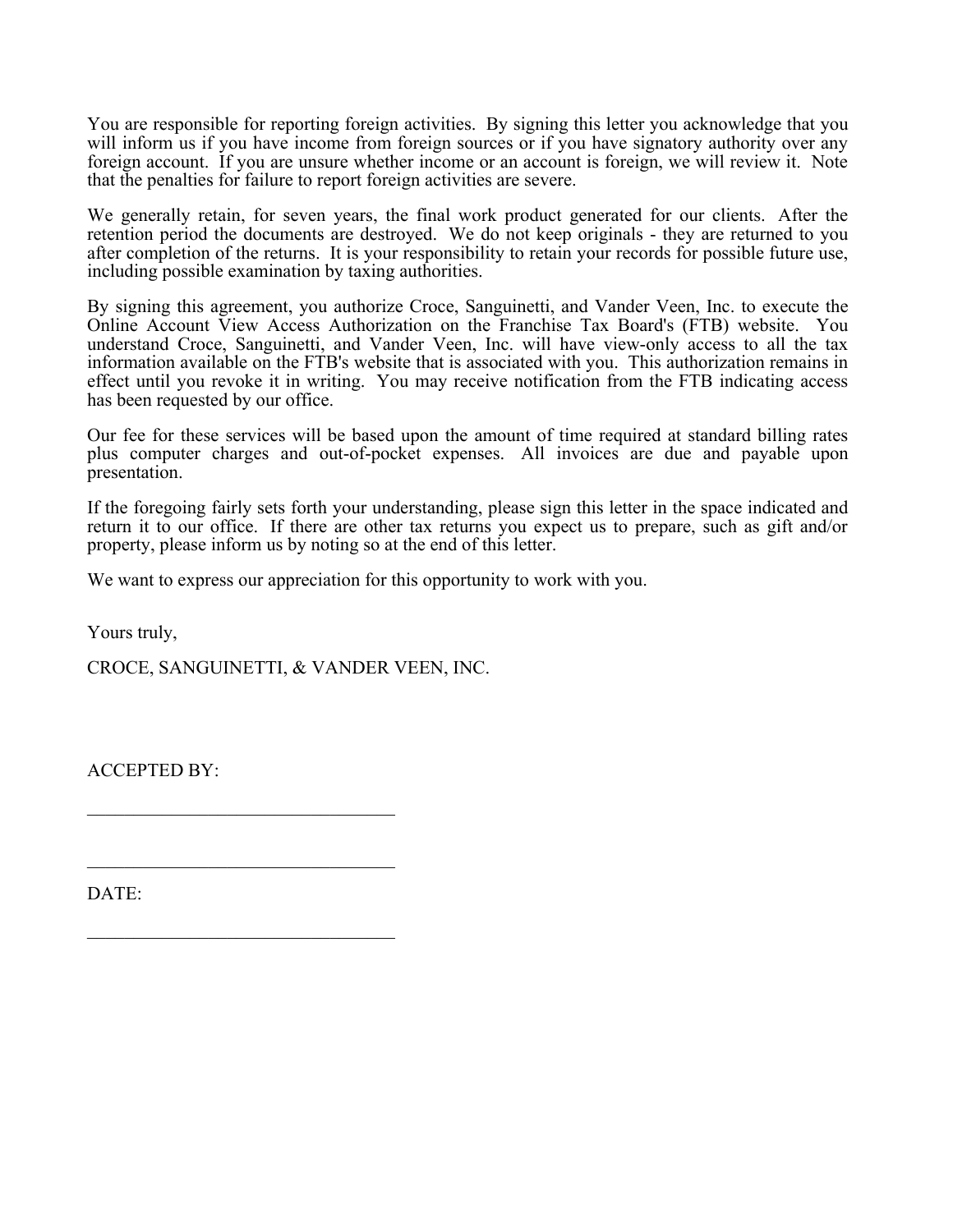You are responsible for reporting foreign activities. By signing this letter you acknowledge that you will inform us if you have income from foreign sources or if you have signatory authority over any foreign account. If you are unsure whether income or an account is foreign, we will review it. Note that the penalties for failure to report foreign activities are severe.

We generally retain, for seven years, the final work product generated for our clients. After the retention period the documents are destroyed. We do not keep originals - they are returned to you after completion of the returns. It is your responsibility to retain your records for possible future use, including possible examination by taxing authorities.

By signing this agreement, you authorize Croce, Sanguinetti, and Vander Veen, Inc. to execute the Online Account View Access Authorization on the Franchise Tax Board's (FTB) website. You understand Croce, Sanguinetti, and Vander Veen, Inc. will have view-only access to all the tax information available on the FTB's website that is associated with you. This authorization remains in effect until you revoke it in writing. You may receive notification from the FTB indicating access has been requested by our office.

Our fee for these services will be based upon the amount of time required at standard billing rates plus computer charges and out-of-pocket expenses. All invoices are due and payable upon presentation.

If the foregoing fairly sets forth your understanding, please sign this letter in the space indicated and return it to our office. If there are other tax returns you expect us to prepare, such as gift and/or property, please inform us by noting so at the end of this letter.

We want to express our appreciation for this opportunity to work with you.

Yours truly,

CROCE, SANGUINETTI, & VANDER VEEN, INC.

ACCEPTED BY:

_________________________________

_________________________________

DATE:

_________________________________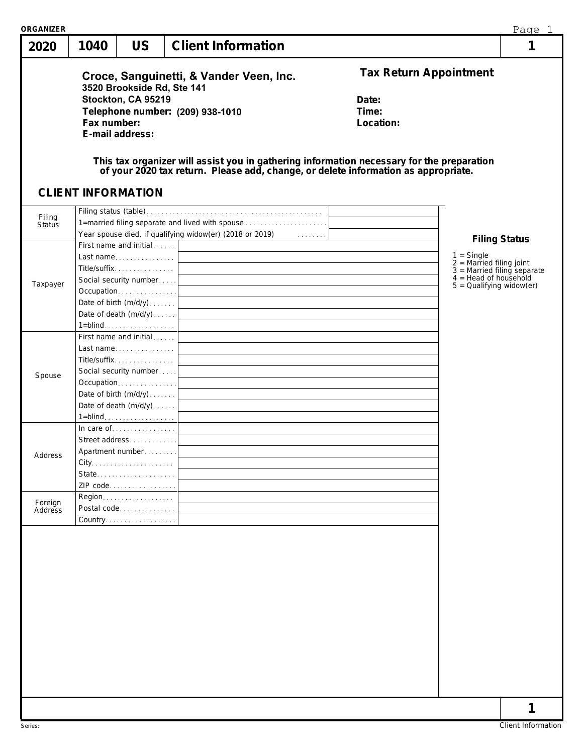ORGANIZER

| 2020 | 1040 | US | Client Information | 1 |
|---|---|---|---|---|

**Croce, Sanguinetti, & Vander Veen, Inc.**
**3520 Brookside Rd, Ste 141**
**Stockton, CA 95219**
**Telephone number: (209) 938-1010**
**Fax number:**
**E-mail address:**

## Tax Return Appointment

**Date:**
**Time:**
**Location:**

**This tax organizer will assist you in gathering information necessary for the preparation of your 2020 tax return. Please add, change, or delete information as appropriate.**

## CLIENT INFORMATION

| | | |
|---|---|---|
| Filing Status | Filing status (table) | |
| | 1=married filing separate and lived with spouse | |
| | Year spouse died, if qualifying widow(er) (2018 or 2019) | |
| Taxpayer | First name and initial | |
| | Last name | |
| | Title/suffix | |
| | Social security number | |
| | Occupation | |
| | Date of birth (m/d/y) | |
| | Date of death (m/d/y) | |
| | 1=blind | |
| Spouse | First name and initial | |
| | Last name | |
| | Title/suffix | |
| | Social security number | |
| | Occupation | |
| | Date of birth (m/d/y) | |
| | Date of death (m/d/y) | |
| | 1=blind | |
| Address | In care of | |
| | Street address | |
| | Apartment number | |
| | City | |
| | State | |
| | ZIP code | |
| Foreign Address | Region | |
| | Postal code | |
| | Country | |

**Filing Status**

1 = Single
2 = Married filing joint
3 = Married filing separate
4 = Head of household
5 = Qualifying widow(er)

Series: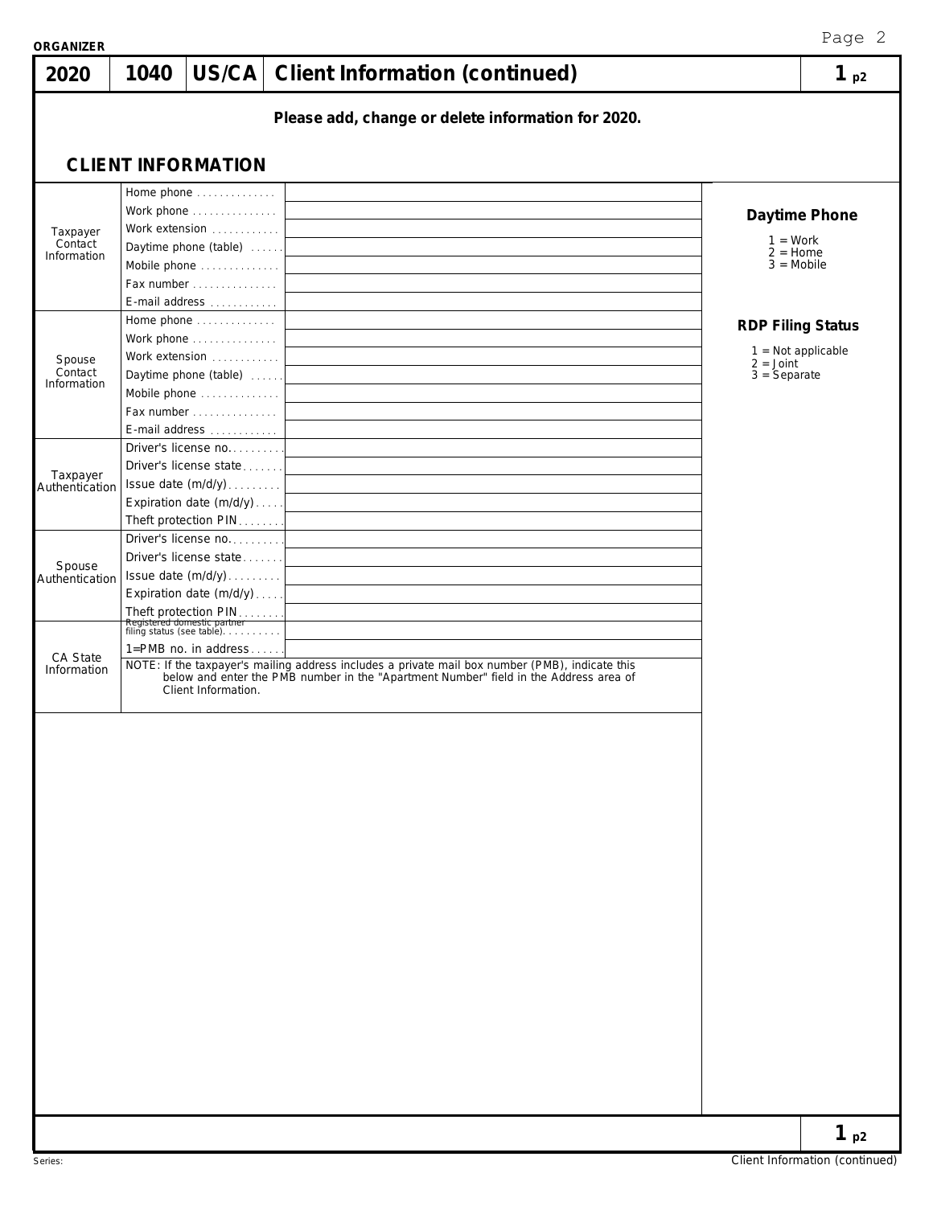**ORGANIZER**

| 2020 | 1040 | US/CA | Client Information (continued) | 1 p2 |
|---|---|---|---|---|

**Please add, change or delete information for 2020.**

## CLIENT INFORMATION

| | | |
|---|---|---|
| Taxpayer Contact Information | Home phone | |
| | Work phone | |
| | Work extension | |
| | Daytime phone (table) | |
| | Mobile phone | |
| | Fax number | |
| | E-mail address | |
| Spouse Contact Information | Home phone | |
| | Work phone | |
| | Work extension | |
| | Daytime phone (table) | |
| | Mobile phone | |
| | Fax number | |
| | E-mail address | |
| Taxpayer Authentication | Driver's license no. | |
| | Driver's license state | |
| | Issue date (m/d/y) | |
| | Expiration date (m/d/y) | |
| | Theft protection PIN | |
| Spouse Authentication | Driver's license no. | |
| | Driver's license state | |
| | Issue date (m/d/y) | |
| | Expiration date (m/d/y) | |
| | Theft protection PIN | |
| CA State Information | Registered domestic partner filing status (see table) | |
| | 1=PMB no. in address | |

NOTE: If the taxpayer's mailing address includes a private mail box number (PMB), indicate this below and enter the PMB number in the "Apartment Number" field in the Address area of Client Information.

**Daytime Phone**

1 = Work
2 = Home
3 = Mobile

**RDP Filing Status**

1 = Not applicable
2 = Joint
3 = Separate

1 p2

Series:

Client Information (continued)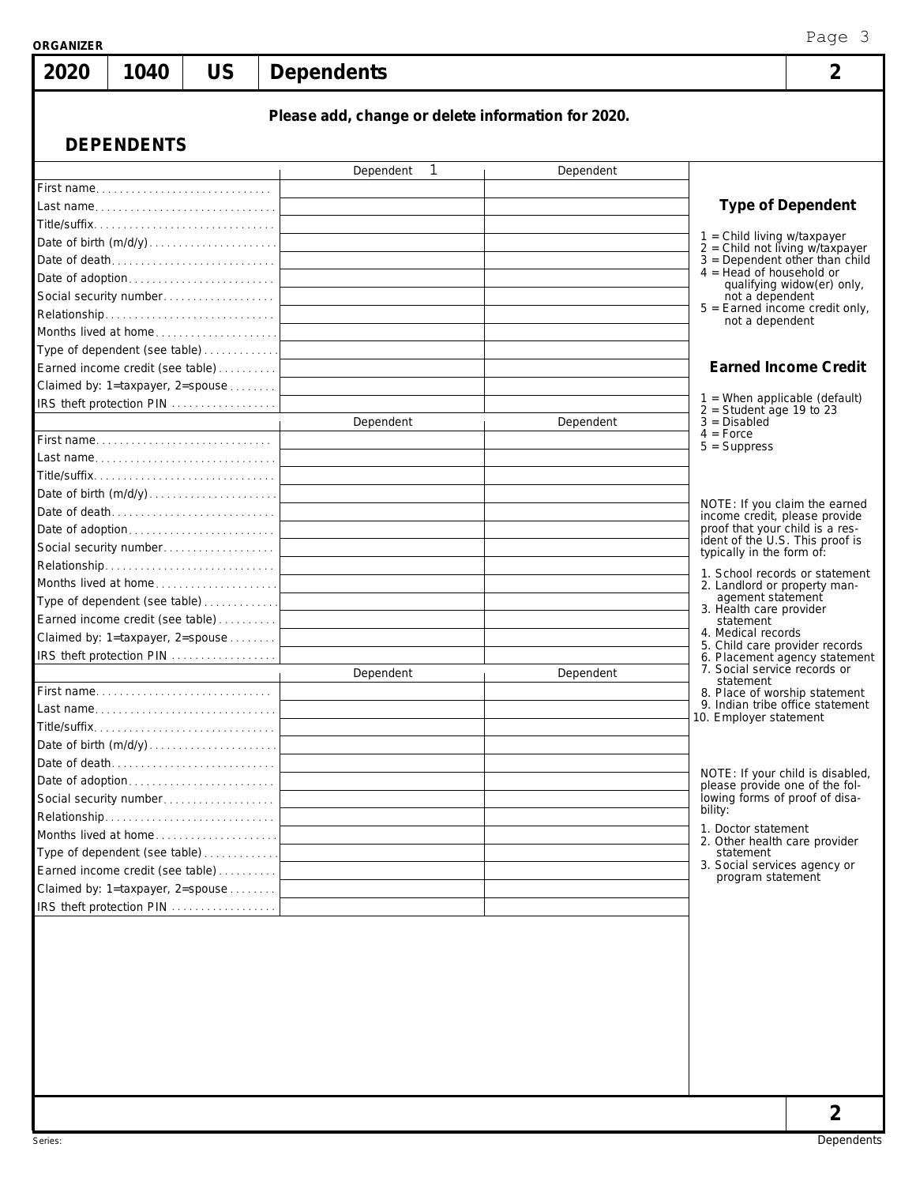ORGANIZER

| 2020 | 1040 | US | Dependents | 2 |
|---|---|---|---|---|

**Please add, change or delete information for 2020.**

## DEPENDENTS

| | Dependent 1 | Dependent |
|---|---|---|
| First name | | |
| Last name | | |
| Title/suffix | | |
| Date of birth (m/d/y) | | |
| Date of death | | |
| Date of adoption | | |
| Social security number | | |
| Relationship | | |
| Months lived at home | | |
| Type of dependent (see table) | | |
| Earned income credit (see table) | | |
| Claimed by: 1=taxpayer, 2=spouse | | |
| IRS theft protection PIN | | |

| | Dependent | Dependent |
|---|---|---|
| First name | | |
| Last name | | |
| Title/suffix | | |
| Date of birth (m/d/y) | | |
| Date of death | | |
| Date of adoption | | |
| Social security number | | |
| Relationship | | |
| Months lived at home | | |
| Type of dependent (see table) | | |
| Earned income credit (see table) | | |
| Claimed by: 1=taxpayer, 2=spouse | | |
| IRS theft protection PIN | | |

| | Dependent | Dependent |
|---|---|---|
| First name | | |
| Last name | | |
| Title/suffix | | |
| Date of birth (m/d/y) | | |
| Date of death | | |
| Date of adoption | | |
| Social security number | | |
| Relationship | | |
| Months lived at home | | |
| Type of dependent (see table) | | |
| Earned income credit (see table) | | |
| Claimed by: 1=taxpayer, 2=spouse | | |
| IRS theft protection PIN | | |

### Type of Dependent

1 = Child living w/taxpayer
2 = Child not living w/taxpayer
3 = Dependent other than child
4 = Head of household or qualifying widow(er) only, not a dependent
5 = Earned income credit only, not a dependent

### Earned Income Credit

1 = When applicable (default)
2 = Student age 19 to 23
3 = Disabled
4 = Force
5 = Suppress

NOTE: If you claim the earned income credit, please provide proof that your child is a resident of the U.S. This proof is typically in the form of:

1. School records or statement
2. Landlord or property management statement
3. Health care provider statement
4. Medical records
5. Child care provider records
6. Placement agency statement
7. Social service records or statement
8. Place of worship statement
9. Indian tribe office statement
10. Employer statement

NOTE: If your child is disabled, please provide one of the following forms of proof of disability:

1. Doctor statement
2. Other health care provider statement
3. Social services agency or program statement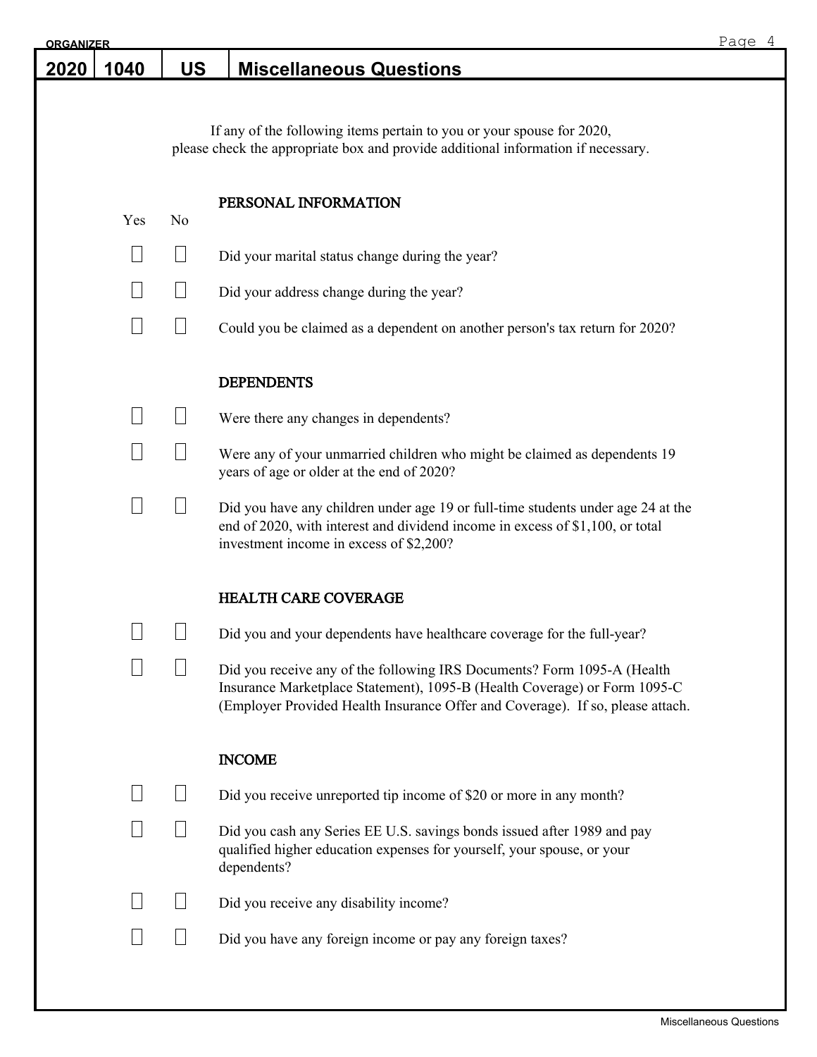ORGANIZER

# 2020 | 1040 | US | Miscellaneous Questions

If any of the following items pertain to you or your spouse for 2020, please check the appropriate box and provide additional information if necessary.

## PERSONAL INFORMATION

| Yes | No | |
|---|---|---|
| ☐ | ☐ | Did your marital status change during the year? |
| ☐ | ☐ | Did your address change during the year? |
| ☐ | ☐ | Could you be claimed as a dependent on another person's tax return for 2020? |

## DEPENDENTS

| Yes | No | |
|---|---|---|
| ☐ | ☐ | Were there any changes in dependents? |
| ☐ | ☐ | Were any of your unmarried children who might be claimed as dependents 19 years of age or older at the end of 2020? |
| ☐ | ☐ | Did you have any children under age 19 or full-time students under age 24 at the end of 2020, with interest and dividend income in excess of $1,100, or total investment income in excess of $2,200? |

## HEALTH CARE COVERAGE

| Yes | No | |
|---|---|---|
| ☐ | ☐ | Did you and your dependents have healthcare coverage for the full-year? |
| ☐ | ☐ | Did you receive any of the following IRS Documents? Form 1095-A (Health Insurance Marketplace Statement), 1095-B (Health Coverage) or Form 1095-C (Employer Provided Health Insurance Offer and Coverage). If so, please attach. |

## INCOME

| Yes | No | |
|---|---|---|
| ☐ | ☐ | Did you receive unreported tip income of $20 or more in any month? |
| ☐ | ☐ | Did you cash any Series EE U.S. savings bonds issued after 1989 and pay qualified higher education expenses for yourself, your spouse, or your dependents? |
| ☐ | ☐ | Did you receive any disability income? |
| ☐ | ☐ | Did you have any foreign income or pay any foreign taxes? |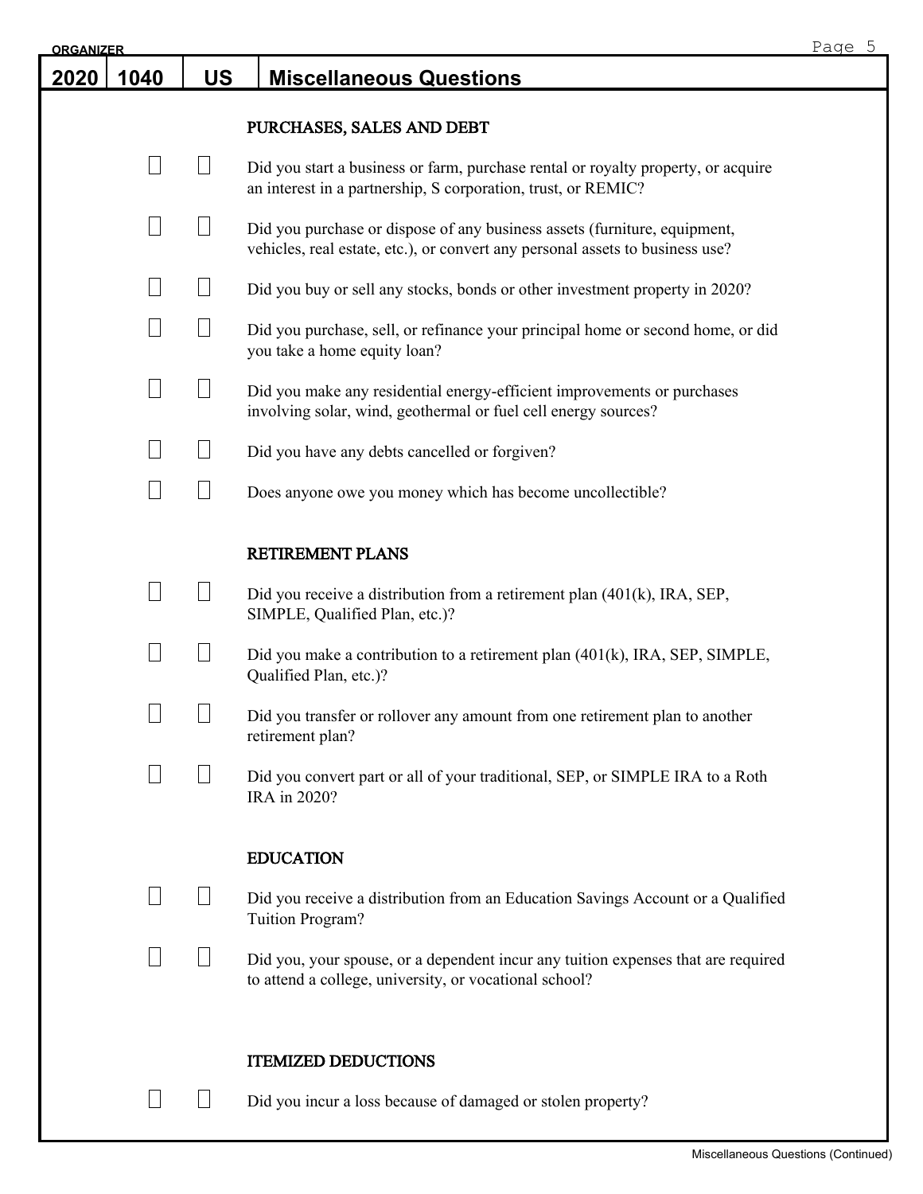# 2020 | 1040 | US | Miscellaneous Questions

## PURCHASES, SALES AND DEBT

- ☐ ☐ Did you start a business or farm, purchase rental or royalty property, or acquire an interest in a partnership, S corporation, trust, or REMIC?
- ☐ ☐ Did you purchase or dispose of any business assets (furniture, equipment, vehicles, real estate, etc.), or convert any personal assets to business use?
- ☐ ☐ Did you buy or sell any stocks, bonds or other investment property in 2020?
- ☐ ☐ Did you purchase, sell, or refinance your principal home or second home, or did you take a home equity loan?
- ☐ ☐ Did you make any residential energy-efficient improvements or purchases involving solar, wind, geothermal or fuel cell energy sources?
- ☐ ☐ Did you have any debts cancelled or forgiven?
- ☐ ☐ Does anyone owe you money which has become uncollectible?

## RETIREMENT PLANS

- ☐ ☐ Did you receive a distribution from a retirement plan (401(k), IRA, SEP, SIMPLE, Qualified Plan, etc.)?
- ☐ ☐ Did you make a contribution to a retirement plan (401(k), IRA, SEP, SIMPLE, Qualified Plan, etc.)?
- ☐ ☐ Did you transfer or rollover any amount from one retirement plan to another retirement plan?
- ☐ ☐ Did you convert part or all of your traditional, SEP, or SIMPLE IRA to a Roth IRA in 2020?

## EDUCATION

- ☐ ☐ Did you receive a distribution from an Education Savings Account or a Qualified Tuition Program?
- ☐ ☐ Did you, your spouse, or a dependent incur any tuition expenses that are required to attend a college, university, or vocational school?

## ITEMIZED DEDUCTIONS

- ☐ ☐ Did you incur a loss because of damaged or stolen property?

Miscellaneous Questions (Continued)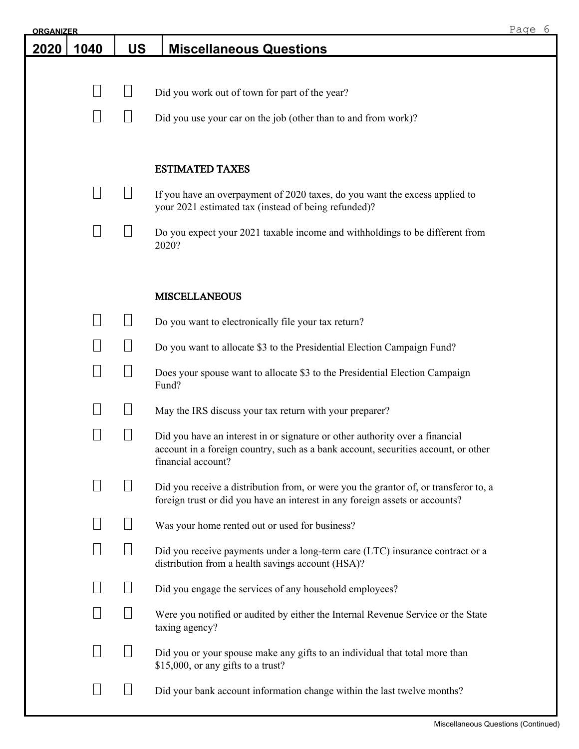ORGANIZER

| 2020 | 1040 | US | Miscellaneous Questions |
|---|---|---|---|

☐ ☐ Did you work out of town for part of the year?

☐ ☐ Did you use your car on the job (other than to and from work)?

## ESTIMATED TAXES

☐ ☐ If you have an overpayment of 2020 taxes, do you want the excess applied to your 2021 estimated tax (instead of being refunded)?

☐ ☐ Do you expect your 2021 taxable income and withholdings to be different from 2020?

## MISCELLANEOUS

☐ ☐ Do you want to electronically file your tax return?

☐ ☐ Do you want to allocate $3 to the Presidential Election Campaign Fund?

☐ ☐ Does your spouse want to allocate $3 to the Presidential Election Campaign Fund?

☐ ☐ May the IRS discuss your tax return with your preparer?

☐ ☐ Did you have an interest in or signature or other authority over a financial account in a foreign country, such as a bank account, securities account, or other financial account?

☐ ☐ Did you receive a distribution from, or were you the grantor of, or transferor to, a foreign trust or did you have an interest in any foreign assets or accounts?

☐ ☐ Was your home rented out or used for business?

☐ ☐ Did you receive payments under a long-term care (LTC) insurance contract or a distribution from a health savings account (HSA)?

☐ ☐ Did you engage the services of any household employees?

☐ ☐ Were you notified or audited by either the Internal Revenue Service or the State taxing agency?

☐ ☐ Did you or your spouse make any gifts to an individual that total more than $15,000, or any gifts to a trust?

☐ ☐ Did your bank account information change within the last twelve months?

Miscellaneous Questions (Continued)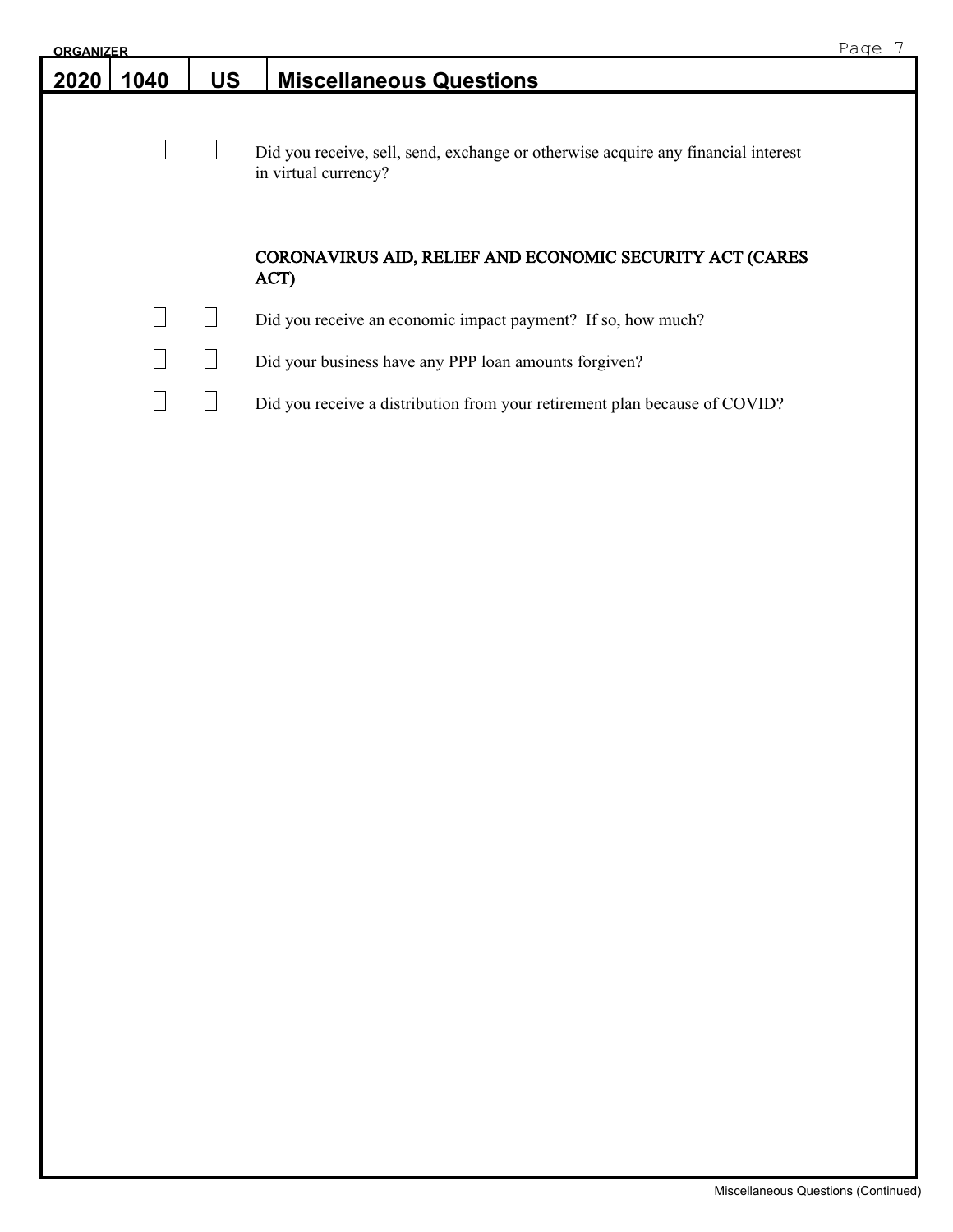## 2020 | 1040 | US | Miscellaneous Questions

☐ ☐ Did you receive, sell, send, exchange or otherwise acquire any financial interest in virtual currency?

### CORONAVIRUS AID, RELIEF AND ECONOMIC SECURITY ACT (CARES ACT)

☐ ☐ Did you receive an economic impact payment? If so, how much?

☐ ☐ Did your business have any PPP loan amounts forgiven?

☐ ☐ Did you receive a distribution from your retirement plan because of COVID?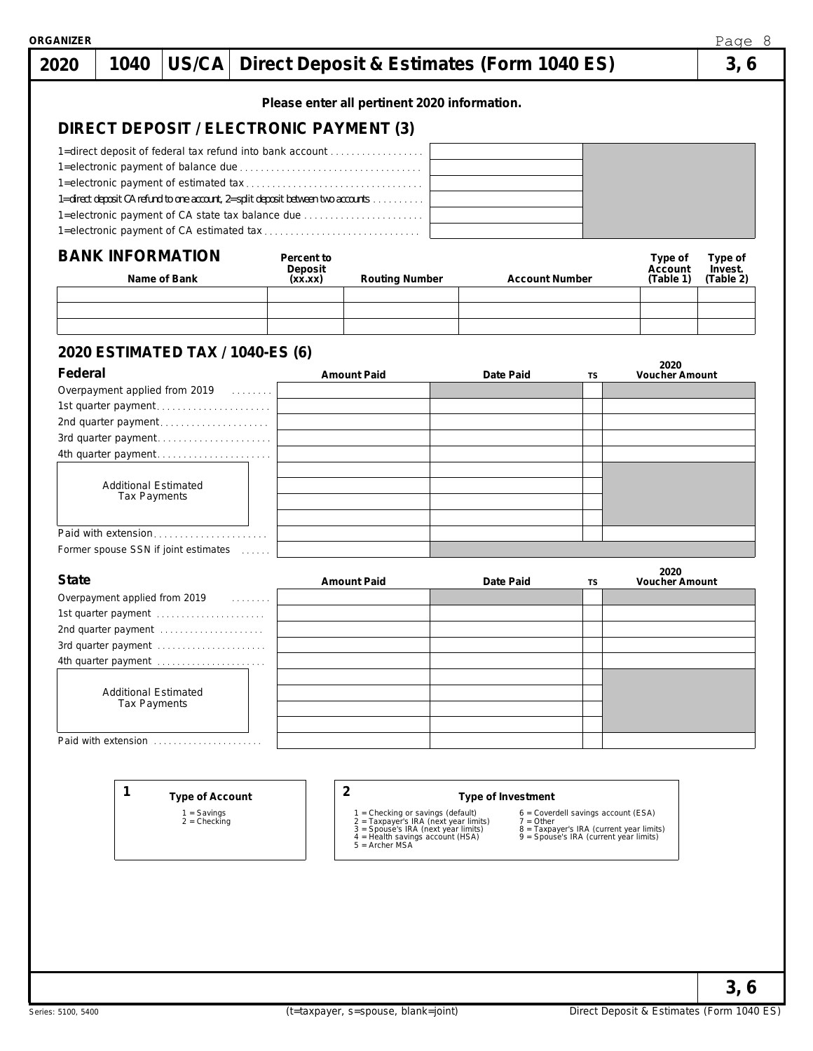# 2020 | 1040 | US/CA | Direct Deposit & Estimates (Form 1040 ES) | 3, 6

**Please enter all pertinent 2020 information.**

## DIRECT DEPOSIT / ELECTRONIC PAYMENT (3)

| | |
|---|---|
| 1=direct deposit of federal tax refund into bank account | |
| 1=electronic payment of balance due | |
| 1=electronic payment of estimated tax | |
| 1=direct deposit CA refund to one account, 2=split deposit between two accounts | |
| 1=electronic payment of CA state tax balance due | |
| 1=electronic payment of CA estimated tax | |

## BANK INFORMATION

| Name of Bank | Percent to Deposit (xx.xx) | Routing Number | Account Number | Type of Account (Table 1) | Type of Invest. (Table 2) |
|---|---|---|---|---|---|
| | | | | | |
| | | | | | |
| | | | | | |

## 2020 ESTIMATED TAX / 1040-ES (6)

### Federal

| | Amount Paid | Date Paid | TS | 2020 Voucher Amount |
|---|---|---|---|---|
| Overpayment applied from 2019 | | | | |
| 1st quarter payment | | | | |
| 2nd quarter payment | | | | |
| 3rd quarter payment | | | | |
| 4th quarter payment | | | | |
| Additional Estimated Tax Payments | | | | |
| | | | | |
| | | | | |
| | | | | |
| Paid with extension | | | | |
| Former spouse SSN if joint estimates | | | | |

### State

| | Amount Paid | Date Paid | TS | 2020 Voucher Amount |
|---|---|---|---|---|
| Overpayment applied from 2019 | | | | |
| 1st quarter payment | | | | |
| 2nd quarter payment | | | | |
| 3rd quarter payment | | | | |
| 4th quarter payment | | | | |
| Additional Estimated Tax Payments | | | | |
| | | | | |
| | | | | |
| | | | | |
| Paid with extension | | | | |

**1 Type of Account**

1 = Savings
2 = Checking

**2 Type of Investment**

1 = Checking or savings (default)
2 = Taxpayer's IRA (next year limits)
3 = Spouse's IRA (next year limits)
4 = Health savings account (HSA)
5 = Archer MSA
6 = Coverdell savings account (ESA)
7 = Other
8 = Taxpayer's IRA (current year limits)
9 = Spouse's IRA (current year limits)

(t=taxpayer, s=spouse, blank=joint)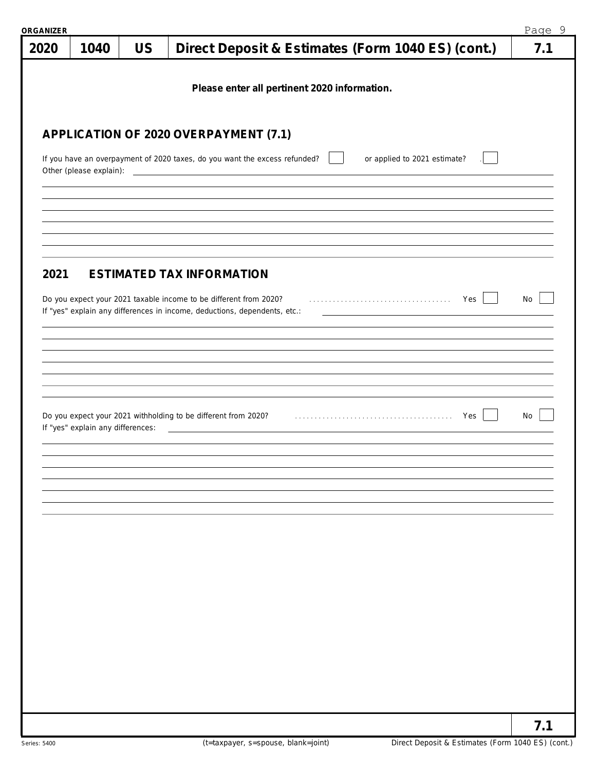# 2020 | 1040 | US | Direct Deposit & Estimates (Form 1040 ES) (cont.) | 7.1

**Please enter all pertinent 2020 information.**

## APPLICATION OF 2020 OVERPAYMENT (7.1)

If you have an overpayment of 2020 taxes, do you want the excess refunded? ☐ or applied to 2021 estimate? ☐

Other (please explain): ______________________________

## 2021 ESTIMATED TAX INFORMATION

Do you expect your 2021 taxable income to be different from 2020? . . . . . . . . . . . . . . . . . . . . . . . . . . . . . . . . . . . . Yes ☐ No ☐

If "yes" explain any differences in income, deductions, dependents, etc.: ______________________________

Do you expect your 2021 withholding to be different from 2020? . . . . . . . . . . . . . . . . . . . . . . . . . . . . . . . . . . . . . . . . Yes ☐ No ☐

If "yes" explain any differences: ______________________________

(t=taxpayer, s=spouse, blank=joint)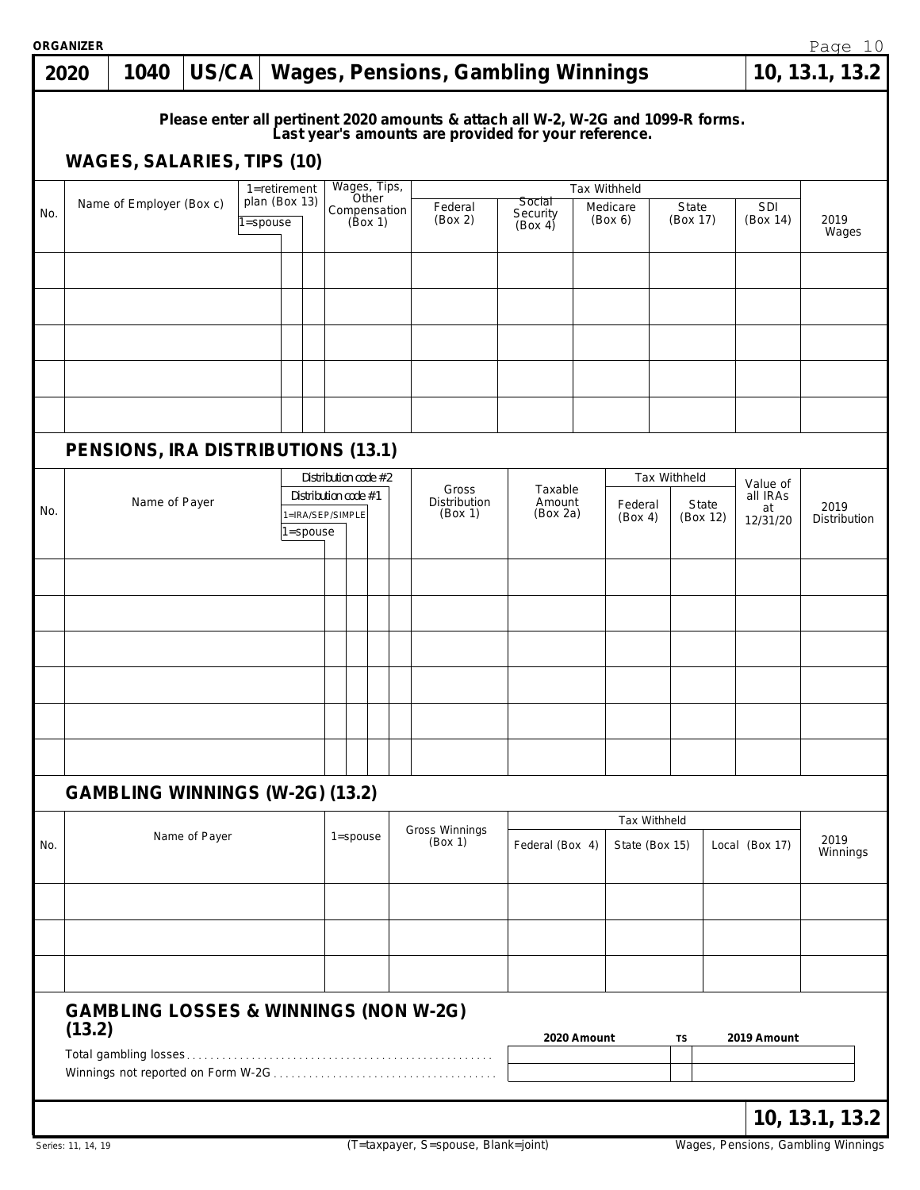ORGANIZER

# 2020 | 1040 | US/CA | Wages, Pensions, Gambling Winnings | 10, 13.1, 13.2

**Please enter all pertinent 2020 amounts & attach all W-2, W-2G and 1099-R forms.**
**Last year's amounts are provided for your reference.**

## WAGES, SALARIES, TIPS (10)

| No. | Name of Employer (Box c) | 1=spouse | 1=retirement plan (Box 13) | Wages, Tips, Other Compensation (Box 1) | Tax Withheld Federal (Box 2) | Tax Withheld Social Security (Box 4) | Tax Withheld Medicare (Box 6) | Tax Withheld State (Box 17) | Tax Withheld SDI (Box 14) | 2019 Wages |
|---|---|---|---|---|---|---|---|---|---|---|
| | | | | | | | | | | |
| | | | | | | | | | | |
| | | | | | | | | | | |
| | | | | | | | | | | |
| | | | | | | | | | | |

## PENSIONS, IRA DISTRIBUTIONS (13.1)

| No. | Name of Payer | 1=spouse | 1=IRA/SEP/SIMPLE | Distribution code #1 | Distribution code #2 | Gross Distribution (Box 1) | Taxable Amount (Box 2a) | Tax Withheld Federal (Box 4) | Tax Withheld State (Box 12) | Value of all IRAs at 12/31/20 | 2019 Distribution |
|---|---|---|---|---|---|---|---|---|---|---|---|
| | | | | | | | | | | | |
| | | | | | | | | | | | |
| | | | | | | | | | | | |
| | | | | | | | | | | | |
| | | | | | | | | | | | |
| | | | | | | | | | | | |

## GAMBLING WINNINGS (W-2G) (13.2)

| No. | Name of Payer | 1=spouse | Gross Winnings (Box 1) | Tax Withheld Federal (Box 4) | Tax Withheld State (Box 15) | Tax Withheld Local (Box 17) | 2019 Winnings |
|---|---|---|---|---|---|---|---|
| | | | | | | | |
| | | | | | | | |
| | | | | | | | |

## GAMBLING LOSSES & WINNINGS (NON W-2G) (13.2)

| | 2020 Amount | TS | 2019 Amount |
|---|---|---|---|
| Total gambling losses | | | |
| Winnings not reported on Form W-2G | | | |

**10, 13.1, 13.2**

Series: 11, 14, 19 — (T=taxpayer, S=spouse, Blank=joint) — Wages, Pensions, Gambling Winnings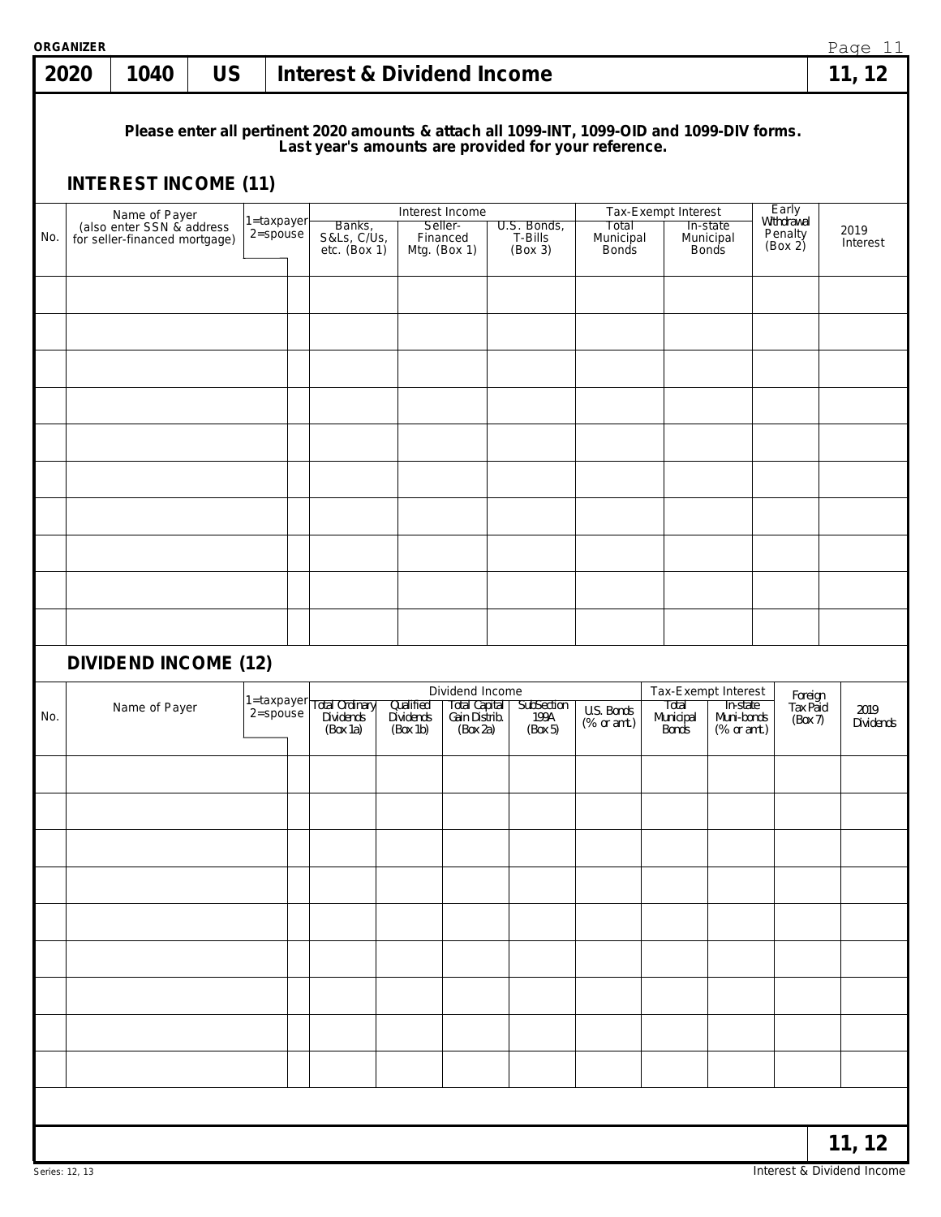# 2020 | 1040 | US | Interest & Dividend Income | 11, 12

**Please enter all pertinent 2020 amounts & attach all 1099-INT, 1099-OID and 1099-DIV forms. Last year's amounts are provided for your reference.**

## INTEREST INCOME (11)

| No. | Name of Payer (also enter SSN & address for seller-financed mortgage) | 1=taxpayer 2=spouse | Interest Income: Banks, S&Ls, C/Us, etc. (Box 1) | Interest Income: Seller-Financed Mtg. (Box 1) | Interest Income: U.S. Bonds, T-Bills (Box 3) | Tax-Exempt Interest: Total Municipal Bonds | Tax-Exempt Interest: In-state Municipal Bonds | Early Withdrawal Penalty (Box 2) | 2019 Interest |
|---|---|---|---|---|---|---|---|---|---|
| | | | | | | | | | |
| | | | | | | | | | |
| | | | | | | | | | |
| | | | | | | | | | |
| | | | | | | | | | |
| | | | | | | | | | |
| | | | | | | | | | |
| | | | | | | | | | |
| | | | | | | | | | |
| | | | | | | | | | |

## DIVIDEND INCOME (12)

| No. | Name of Payer | 1=taxpayer 2=spouse | Dividend Income: Total Ordinary Dividends (Box 1a) | Dividend Income: Qualified Dividends (Box 1b) | Dividend Income: Total Capital Gain Distrib. (Box 2a) | Dividend Income: Subsection 199A (Box 5) | U.S. Bonds (% or amt.) | Tax-Exempt Interest: Total Municipal Bonds | Tax-Exempt Interest: In-state Muni-bonds (% or amt.) | Foreign Tax Paid (Box 7) | 2019 Dividends |
|---|---|---|---|---|---|---|---|---|---|---|---|
| | | | | | | | | | | | |
| | | | | | | | | | | | |
| | | | | | | | | | | | |
| | | | | | | | | | | | |
| | | | | | | | | | | | |
| | | | | | | | | | | | |
| | | | | | | | | | | | |
| | | | | | | | | | | | |
| | | | | | | | | | | | |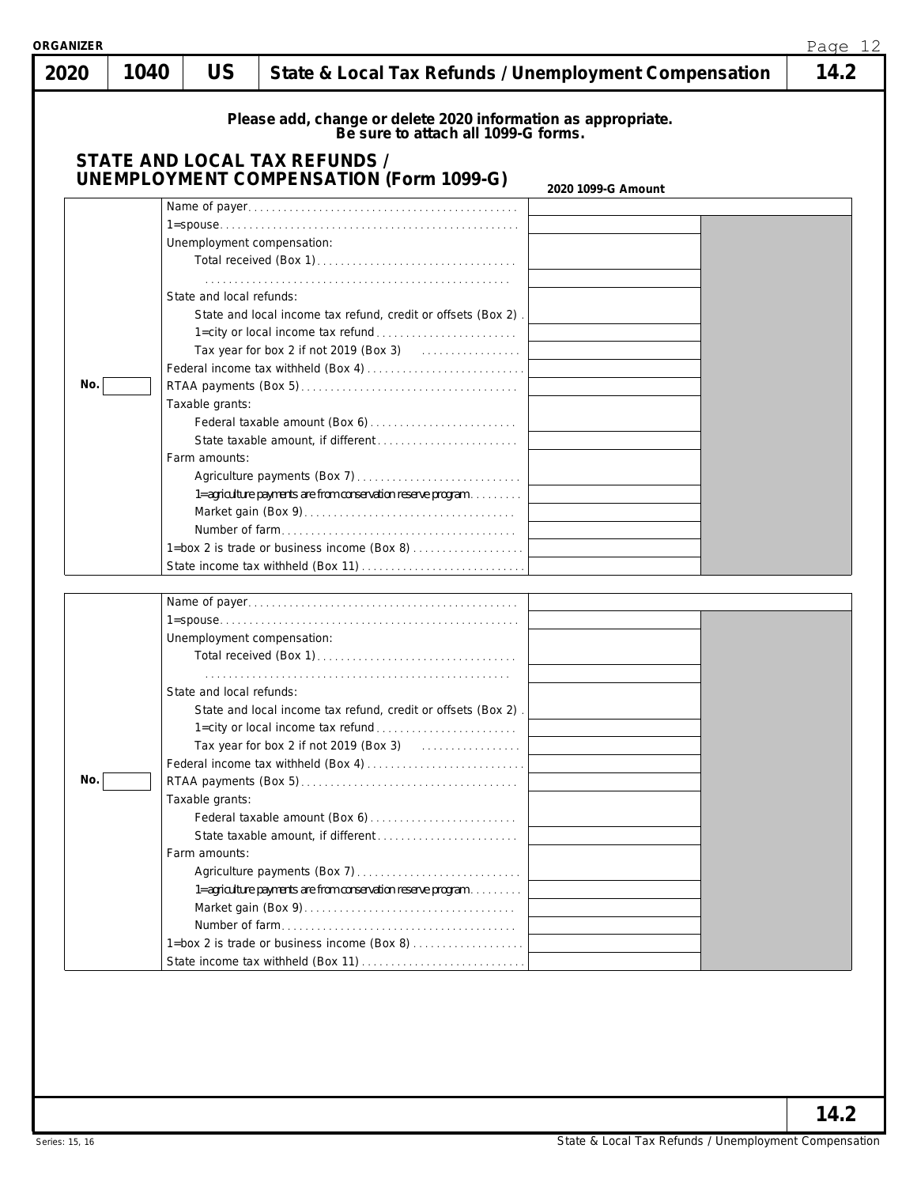ORGANIZER

| 2020 | 1040 | US | State & Local Tax Refunds / Unemployment Compensation | 14.2 |
|---|---|---|---|---|

**Please add, change or delete 2020 information as appropriate.**
**Be sure to attach all 1099-G forms.**

## STATE AND LOCAL TAX REFUNDS / UNEMPLOYMENT COMPENSATION (Form 1099-G)

| No. | | 2020 1099-G Amount | |
|---|---|---|---|
| | Name of payer | | |
| | 1=spouse | | |
| | Unemployment compensation: | | |
| | Total received (Box 1) | | |
| | | | |
| | State and local refunds: | | |
| | State and local income tax refund, credit or offsets (Box 2) | | |
| | 1=city or local income tax refund | | |
| | Tax year for box 2 if not 2019 (Box 3) | | |
| | Federal income tax withheld (Box 4) | | |
| | RTAA payments (Box 5) | | |
| | Taxable grants: | | |
| | Federal taxable amount (Box 6) | | |
| | State taxable amount, if different | | |
| | Farm amounts: | | |
| | Agriculture payments (Box 7) | | |
| | 1=agriculture payments are from conservation reserve program | | |
| | Market gain (Box 9) | | |
| | Number of farm | | |
| | 1=box 2 is trade or business income (Box 8) | | |
| | State income tax withheld (Box 11) | | |

| No. | | | |
|---|---|---|---|
| | Name of payer | | |
| | 1=spouse | | |
| | Unemployment compensation: | | |
| | Total received (Box 1) | | |
| | | | |
| | State and local refunds: | | |
| | State and local income tax refund, credit or offsets (Box 2) | | |
| | 1=city or local income tax refund | | |
| | Tax year for box 2 if not 2019 (Box 3) | | |
| | Federal income tax withheld (Box 4) | | |
| | RTAA payments (Box 5) | | |
| | Taxable grants: | | |
| | Federal taxable amount (Box 6) | | |
| | State taxable amount, if different | | |
| | Farm amounts: | | |
| | Agriculture payments (Box 7) | | |
| | 1=agriculture payments are from conservation reserve program | | |
| | Market gain (Box 9) | | |
| | Number of farm | | |
| | 1=box 2 is trade or business income (Box 8) | | |
| | State income tax withheld (Box 11) | | |

14.2

Series: 15, 16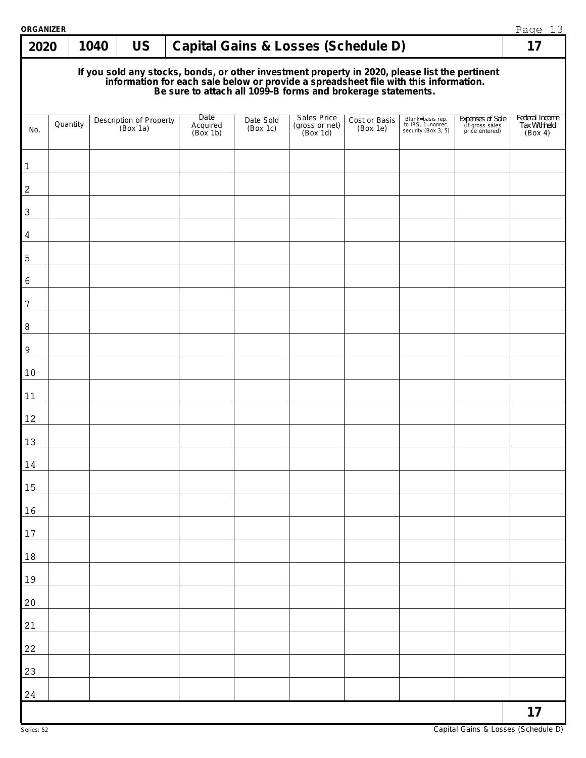ORGANIZER

| 2020 | 1040 | US | Capital Gains & Losses (Schedule D) | 17 |
|---|---|---|---|---|

**If you sold any stocks, bonds, or other investment property in 2020, please list the pertinent information for each sale below or provide a spreadsheet file with this information. Be sure to attach all 1099-B forms and brokerage statements.**

| No. | Quantity | Description of Property (Box 1a) | Date Acquired (Box 1b) | Date Sold (Box 1c) | Sales Price (gross or net) (Box 1d) | Cost or Basis (Box 1e) | Blank=basis rep. to IRS, 1=nonrec. security (Box 3, 5) | Expenses of Sale (if gross sales price entered) | Federal Income Tax Withheld (Box 4) |
|---|---|---|---|---|---|---|---|---|---|
| 1 | | | | | | | | | |
| 2 | | | | | | | | | |
| 3 | | | | | | | | | |
| 4 | | | | | | | | | |
| 5 | | | | | | | | | |
| 6 | | | | | | | | | |
| 7 | | | | | | | | | |
| 8 | | | | | | | | | |
| 9 | | | | | | | | | |
| 10 | | | | | | | | | |
| 11 | | | | | | | | | |
| 12 | | | | | | | | | |
| 13 | | | | | | | | | |
| 14 | | | | | | | | | |
| 15 | | | | | | | | | |
| 16 | | | | | | | | | |
| 17 | | | | | | | | | |
| 18 | | | | | | | | | |
| 19 | | | | | | | | | |
| 20 | | | | | | | | | |
| 21 | | | | | | | | | |
| 22 | | | | | | | | | |
| 23 | | | | | | | | | |
| 24 | | | | | | | | | |

17

Series: 52

Capital Gains & Losses (Schedule D)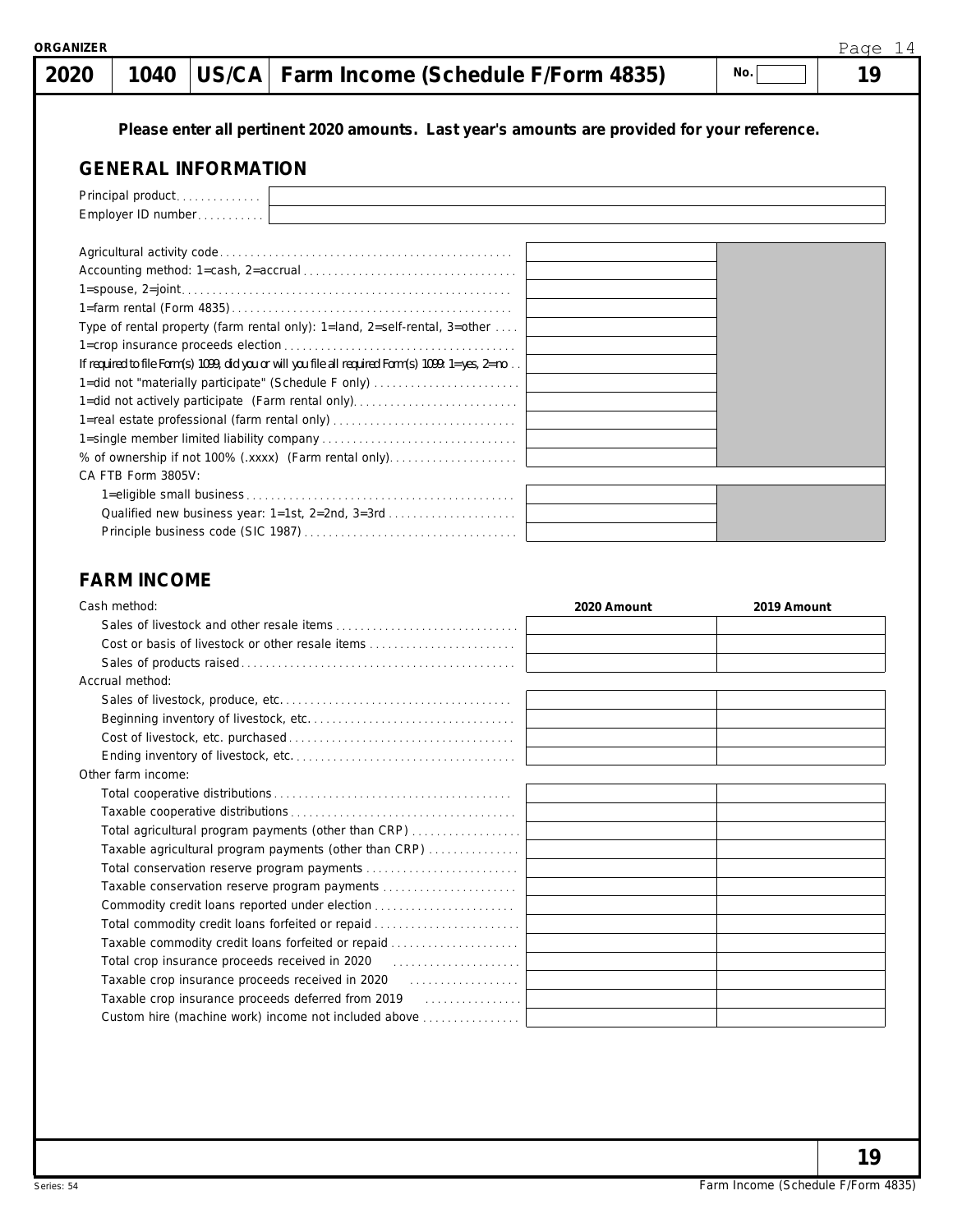ORGANIZER

| 2020 | 1040 | US/CA | Farm Income (Schedule F/Form 4835) | No. | 19 |
|---|---|---|---|---|---|

**Please enter all pertinent 2020 amounts. Last year's amounts are provided for your reference.**

## GENERAL INFORMATION

| | |
|---|---|
| Principal product | |
| Employer ID number | |

| | | |
|---|---|---|
| Agricultural activity code | | |
| Accounting method: 1=cash, 2=accrual | | |
| 1=spouse, 2=joint | | |
| 1=farm rental (Form 4835) | | |
| Type of rental property (farm rental only): 1=land, 2=self-rental, 3=other | | |
| 1=crop insurance proceeds election | | |
| If required to file Form(s) 1099, did you or will you file all required Form(s) 1099: 1=yes, 2=no | | |
| 1=did not "materially participate" (Schedule F only) | | |
| 1=did not actively participate (Farm rental only) | | |
| 1=real estate professional (farm rental only) | | |
| 1=single member limited liability company | | |
| % of ownership if not 100% (.xxxx) (Farm rental only) | | |
| CA FTB Form 3805V: | | |
| 1=eligible small business | | |
| Qualified new business year: 1=1st, 2=2nd, 3=3rd | | |
| Principle business code (SIC 1987) | | |

## FARM INCOME

| | 2020 Amount | 2019 Amount |
|---|---|---|
| Cash method: | | |
| Sales of livestock and other resale items | | |
| Cost or basis of livestock or other resale items | | |
| Sales of products raised | | |
| Accrual method: | | |
| Sales of livestock, produce, etc. | | |
| Beginning inventory of livestock, etc. | | |
| Cost of livestock, etc. purchased | | |
| Ending inventory of livestock, etc. | | |
| Other farm income: | | |
| Total cooperative distributions | | |
| Taxable cooperative distributions | | |
| Total agricultural program payments (other than CRP) | | |
| Taxable agricultural program payments (other than CRP) | | |
| Total conservation reserve program payments | | |
| Taxable conservation reserve program payments | | |
| Commodity credit loans reported under election | | |
| Total commodity credit loans forfeited or repaid | | |
| Taxable commodity credit loans forfeited or repaid | | |
| Total crop insurance proceeds received in 2020 | | |
| Taxable crop insurance proceeds received in 2020 | | |
| Taxable crop insurance proceeds deferred from 2019 | | |
| Custom hire (machine work) income not included above | | |

Series: 54

Farm Income (Schedule F/Form 4835)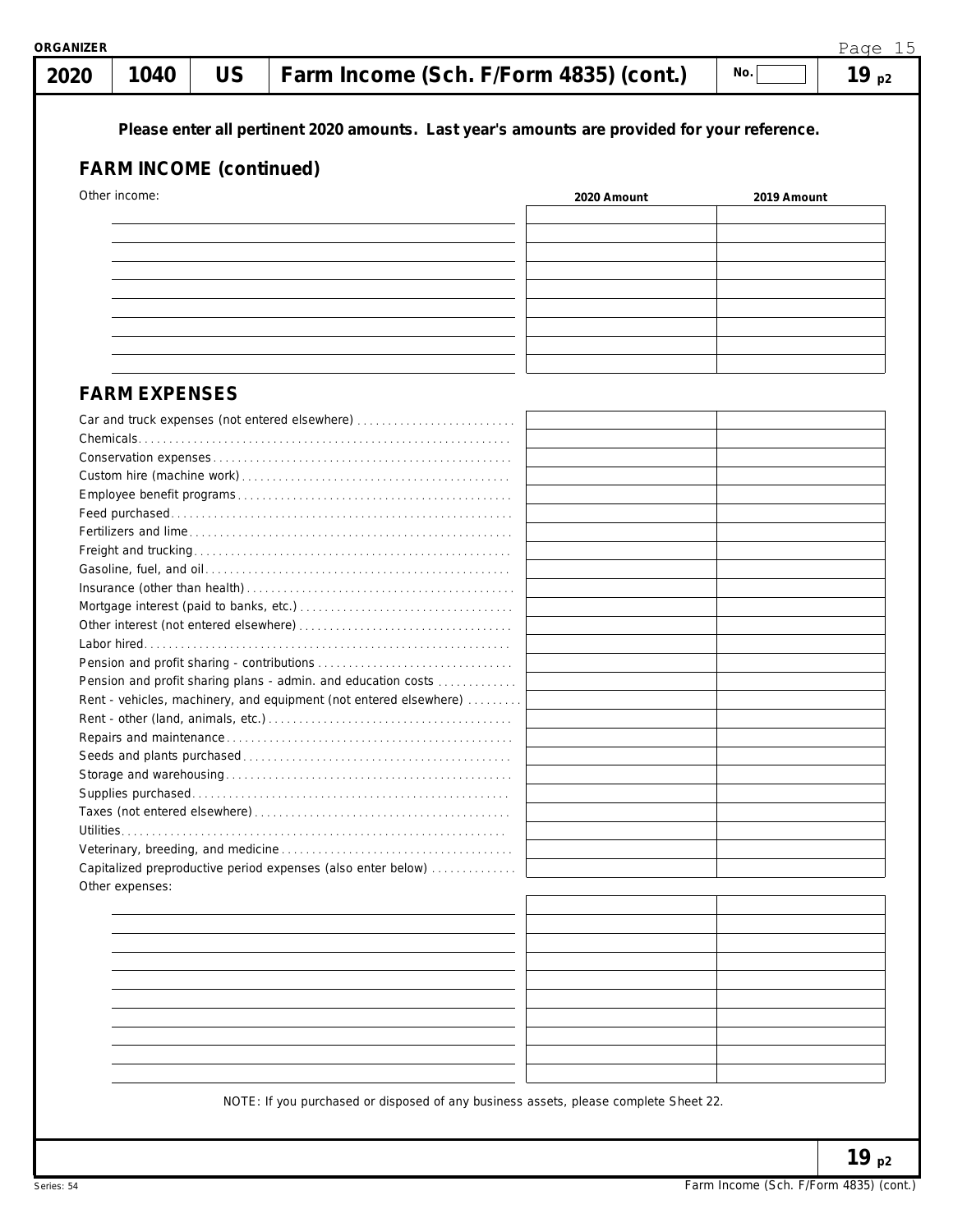ORGANIZER

| 2020 | 1040 | US | Farm Income (Sch. F/Form 4835) (cont.) | No. | 19 p2 |
|---|---|---|---|---|---|

**Please enter all pertinent 2020 amounts. Last year's amounts are provided for your reference.**

## FARM INCOME (continued)

| Other income: | 2020 Amount | 2019 Amount |
|---|---|---|
| | | |
| | | |
| | | |
| | | |
| | | |
| | | |
| | | |
| | | |
| | | |

## FARM EXPENSES

| | 2020 Amount | 2019 Amount |
|---|---|---|
| Car and truck expenses (not entered elsewhere) | | |
| Chemicals | | |
| Conservation expenses | | |
| Custom hire (machine work) | | |
| Employee benefit programs | | |
| Feed purchased | | |
| Fertilizers and lime | | |
| Freight and trucking | | |
| Gasoline, fuel, and oil | | |
| Insurance (other than health) | | |
| Mortgage interest (paid to banks, etc.) | | |
| Other interest (not entered elsewhere) | | |
| Labor hired | | |
| Pension and profit sharing - contributions | | |
| Pension and profit sharing plans - admin. and education costs | | |
| Rent - vehicles, machinery, and equipment (not entered elsewhere) | | |
| Rent - other (land, animals, etc.) | | |
| Repairs and maintenance | | |
| Seeds and plants purchased | | |
| Storage and warehousing | | |
| Supplies purchased | | |
| Taxes (not entered elsewhere) | | |
| Utilities | | |
| Veterinary, breeding, and medicine | | |
| Capitalized preproductive period expenses (also enter below) | | |

| Other expenses: | 2020 Amount | 2019 Amount |
|---|---|---|
| | | |
| | | |
| | | |
| | | |
| | | |
| | | |
| | | |
| | | |
| | | |
| | | |

NOTE: If you purchased or disposed of any business assets, please complete Sheet 22.

19 p2

Series: 54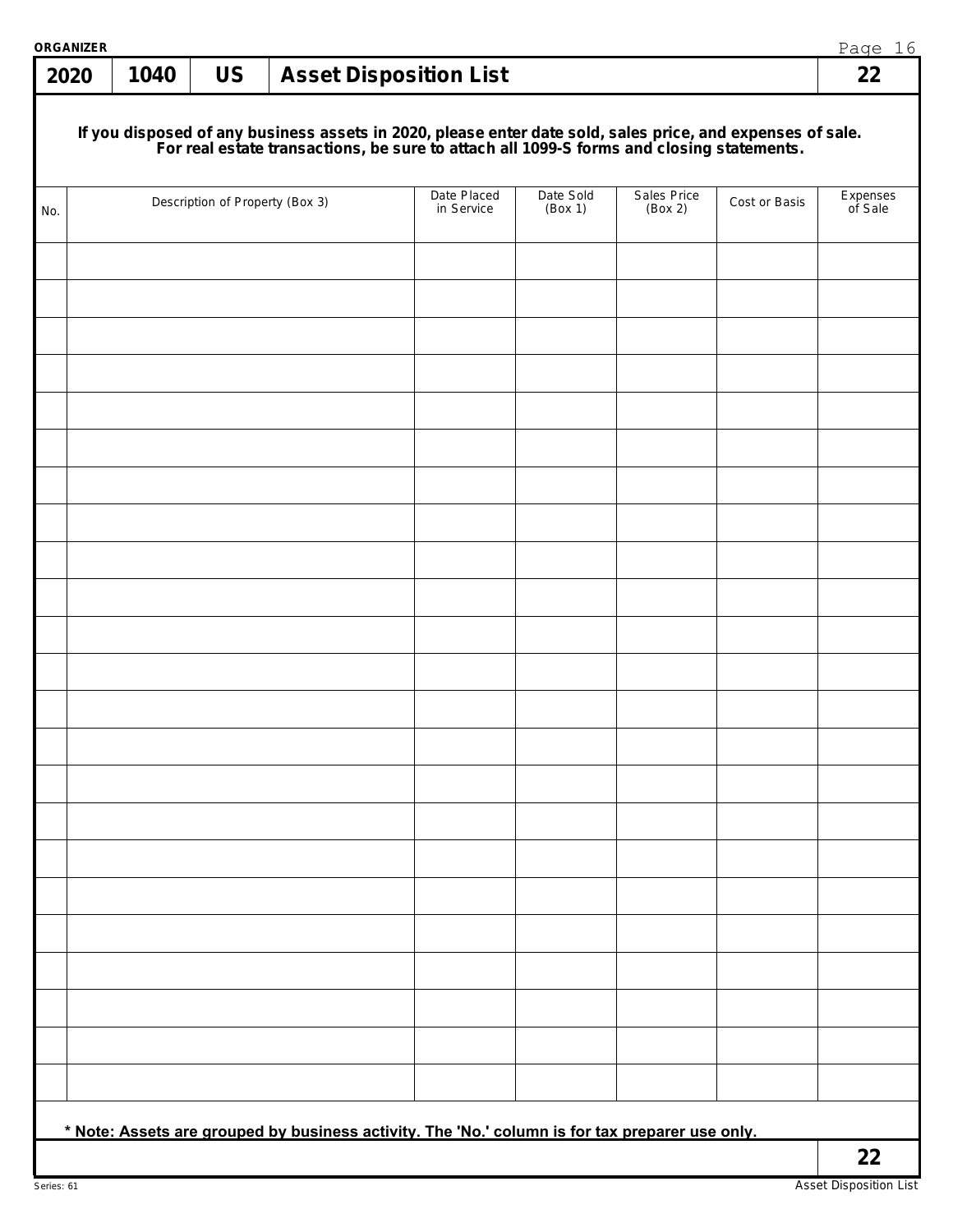ORGANIZER

| 2020 | 1040 | US | Asset Disposition List | 22 |
|---|---|---|---|---|

**If you disposed of any business assets in 2020, please enter date sold, sales price, and expenses of sale. For real estate transactions, be sure to attach all 1099-S forms and closing statements.**

| No. | Description of Property (Box 3) | Date Placed in Service | Date Sold (Box 1) | Sales Price (Box 2) | Cost or Basis | Expenses of Sale |
|---|---|---|---|---|---|---|
| | | | | | | |
| | | | | | | |
| | | | | | | |
| | | | | | | |
| | | | | | | |
| | | | | | | |
| | | | | | | |
| | | | | | | |
| | | | | | | |
| | | | | | | |
| | | | | | | |
| | | | | | | |
| | | | | | | |
| | | | | | | |
| | | | | | | |
| | | | | | | |
| | | | | | | |
| | | | | | | |
| | | | | | | |
| | | | | | | |
| | | | | | | |
| | | | | | | |
| | | | | | | |

**\* Note: Assets are grouped by business activity. The 'No.' column is for tax preparer use only.**

22

Series: 61

Asset Disposition List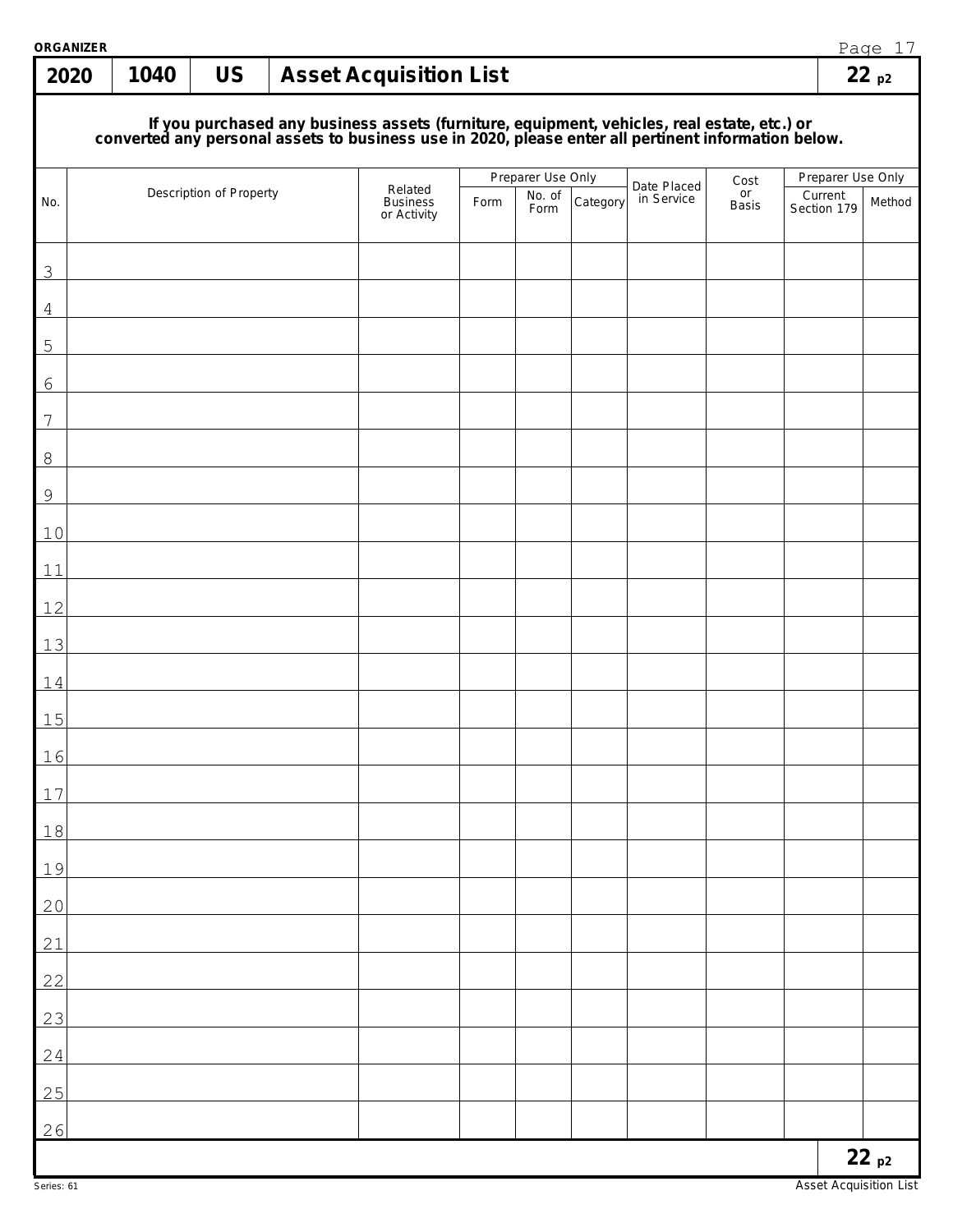ORGANIZER

| 2020 | 1040 | US | Asset Acquisition List | 22 p2 |
|---|---|---|---|---|

**If you purchased any business assets (furniture, equipment, vehicles, real estate, etc.) or converted any personal assets to business use in 2020, please enter all pertinent information below.**

| No. | Description of Property | Related Business or Activity | Preparer Use Only | | | Date Placed in Service | Cost or Basis | Preparer Use Only | |
|---|---|---|---|---|---|---|---|---|---|
| | | | Form | No. of Form | Category | | | Current Section 179 | Method |
| 3 | | | | | | | | | |
| 4 | | | | | | | | | |
| 5 | | | | | | | | | |
| 6 | | | | | | | | | |
| 7 | | | | | | | | | |
| 8 | | | | | | | | | |
| 9 | | | | | | | | | |
| 10 | | | | | | | | | |
| 11 | | | | | | | | | |
| 12 | | | | | | | | | |
| 13 | | | | | | | | | |
| 14 | | | | | | | | | |
| 15 | | | | | | | | | |
| 16 | | | | | | | | | |
| 17 | | | | | | | | | |
| 18 | | | | | | | | | |
| 19 | | | | | | | | | |
| 20 | | | | | | | | | |
| 21 | | | | | | | | | |
| 22 | | | | | | | | | |
| 23 | | | | | | | | | |
| 24 | | | | | | | | | |
| 25 | | | | | | | | | |
| 26 | | | | | | | | | |

22 p2

Series: 61

Asset Acquisition List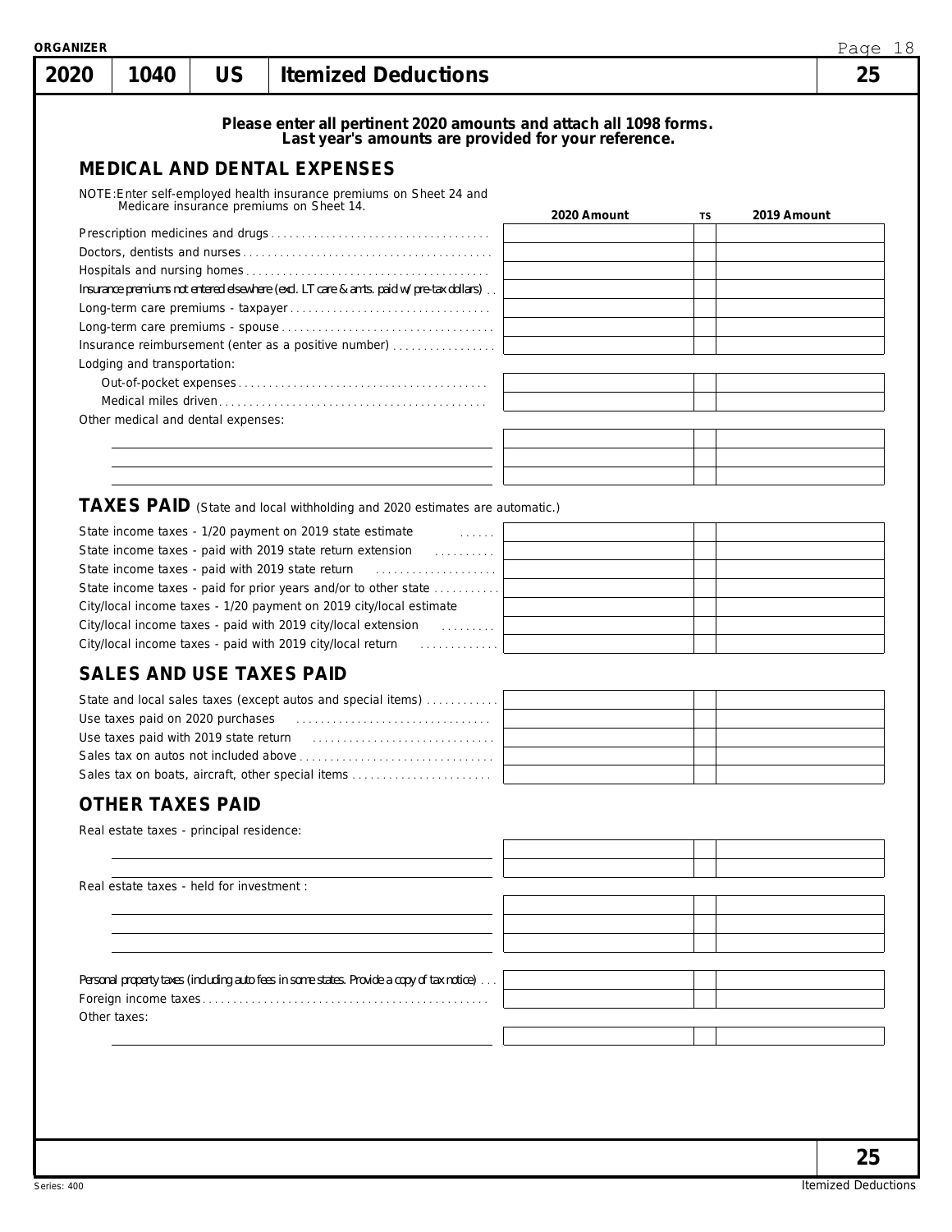# 2020 | 1040 | US | Itemized Deductions | 25

**Please enter all pertinent 2020 amounts and attach all 1098 forms.**
**Last year's amounts are provided for your reference.**

## MEDICAL AND DENTAL EXPENSES

NOTE: Enter self-employed health insurance premiums on Sheet 24 and Medicare insurance premiums on Sheet 14.

| | 2020 Amount | TS | 2019 Amount |
|---|---|---|---|
| Prescription medicines and drugs | | | |
| Doctors, dentists and nurses | | | |
| Hospitals and nursing homes | | | |
| Insurance premiums not entered elsewhere (excl. LT care & amts. paid w/ pre-tax dollars) | | | |
| Long-term care premiums - taxpayer | | | |
| Long-term care premiums - spouse | | | |
| Insurance reimbursement (enter as a positive number) | | | |
| Lodging and transportation: | | | |
| Out-of-pocket expenses | | | |
| Medical miles driven | | | |
| Other medical and dental expenses: | | | |
| | | | |
| | | | |
| | | | |

## TAXES PAID (State and local withholding and 2020 estimates are automatic.)

| | 2020 Amount | TS | 2019 Amount |
|---|---|---|---|
| State income taxes - 1/20 payment on 2019 state estimate | | | |
| State income taxes - paid with 2019 state return extension | | | |
| State income taxes - paid with 2019 state return | | | |
| State income taxes - paid for prior years and/or to other state | | | |
| City/local income taxes - 1/20 payment on 2019 city/local estimate | | | |
| City/local income taxes - paid with 2019 city/local extension | | | |
| City/local income taxes - paid with 2019 city/local return | | | |

## SALES AND USE TAXES PAID

| | 2020 Amount | TS | 2019 Amount |
|---|---|---|---|
| State and local sales taxes (except autos and special items) | | | |
| Use taxes paid on 2020 purchases | | | |
| Use taxes paid with 2019 state return | | | |
| Sales tax on autos not included above | | | |
| Sales tax on boats, aircraft, other special items | | | |

## OTHER TAXES PAID

| | 2020 Amount | TS | 2019 Amount |
|---|---|---|---|
| Real estate taxes - principal residence: | | | |
| | | | |
| | | | |
| Real estate taxes - held for investment : | | | |
| | | | |
| | | | |
| | | | |
| Personal property taxes (including auto fees in some states. Provide a copy of tax notice) | | | |
| Foreign income taxes | | | |
| Other taxes: | | | |
| | | | |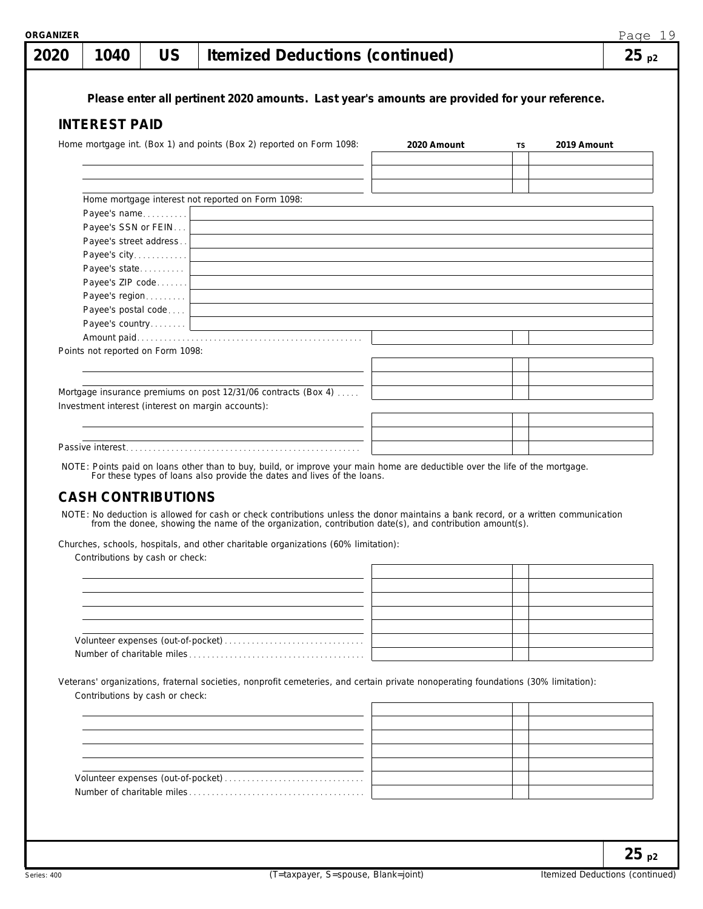# 2020 | 1040 | US | Itemized Deductions (continued) | 25 p2

**Please enter all pertinent 2020 amounts. Last year's amounts are provided for your reference.**

## INTEREST PAID

| Home mortgage int. (Box 1) and points (Box 2) reported on Form 1098: | 2020 Amount | TS | 2019 Amount |
|---|---|---|---|
| | | | |
| | | | |
| | | | |

Home mortgage interest not reported on Form 1098:

| | |
|---|---|
| Payee's name | |
| Payee's SSN or FEIN | |
| Payee's street address | |
| Payee's city | |
| Payee's state | |
| Payee's ZIP code | |
| Payee's region | |
| Payee's postal code | |
| Payee's country | |

| | 2020 Amount | TS | 2019 Amount |
|---|---|---|---|
| Amount paid | | | |
| Points not reported on Form 1098: | | | |
| | | | |
| | | | |
| Mortgage insurance premiums on post 12/31/06 contracts (Box 4) | | | |
| Investment interest (interest on margin accounts): | | | |
| | | | |
| | | | |
| Passive interest | | | |

NOTE: Points paid on loans other than to buy, build, or improve your main home are deductible over the life of the mortgage. For these types of loans also provide the dates and lives of the loans.

## CASH CONTRIBUTIONS

NOTE: No deduction is allowed for cash or check contributions unless the donor maintains a bank record, or a written communication from the donee, showing the name of the organization, contribution date(s), and contribution amount(s).

Churches, schools, hospitals, and other charitable organizations (60% limitation):

| Contributions by cash or check: | 2020 Amount | TS | 2019 Amount |
|---|---|---|---|
| | | | |
| | | | |
| | | | |
| | | | |
| | | | |
| Volunteer expenses (out-of-pocket) | | | |
| Number of charitable miles | | | |

Veterans' organizations, fraternal societies, nonprofit cemeteries, and certain private nonoperating foundations (30% limitation):

| Contributions by cash or check: | 2020 Amount | TS | 2019 Amount |
|---|---|---|---|
| | | | |
| | | | |
| | | | |
| | | | |
| | | | |
| Volunteer expenses (out-of-pocket) | | | |
| Number of charitable miles | | | |

(T=taxpayer, S=spouse, Blank=joint)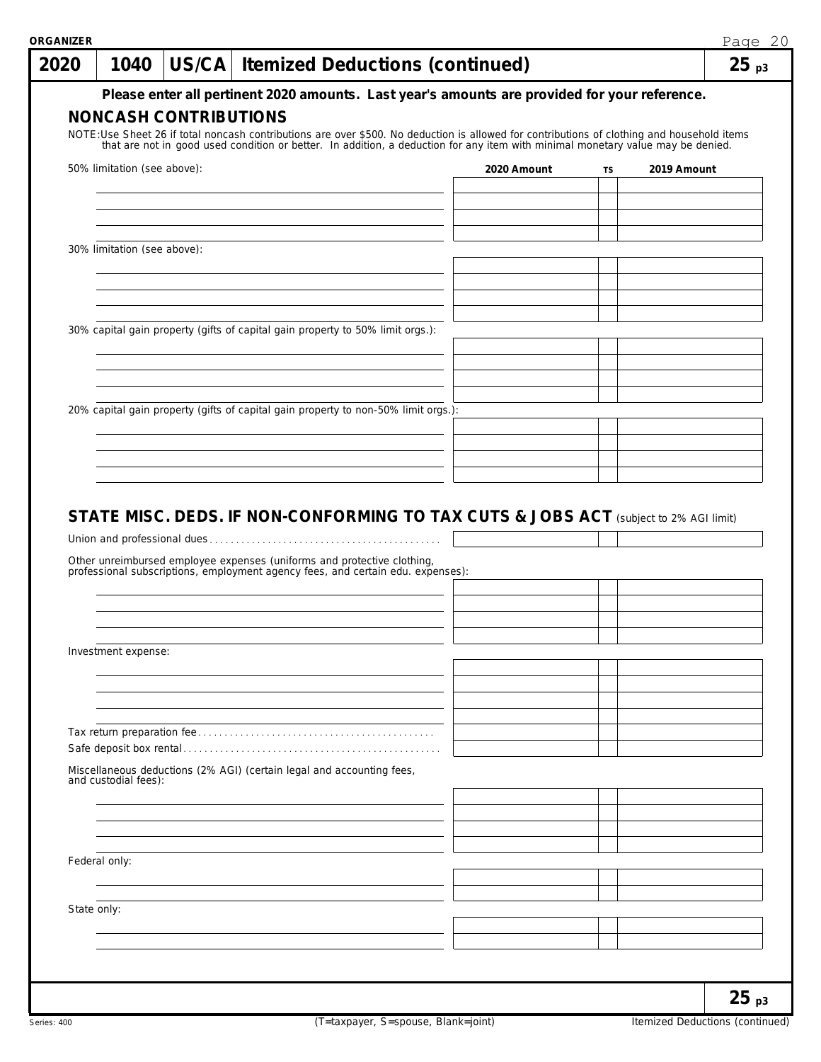ORGANIZER

# 2020 | 1040 | US/CA | Itemized Deductions (continued) | 25 p3

**Please enter all pertinent 2020 amounts. Last year's amounts are provided for your reference.**

## NONCASH CONTRIBUTIONS

NOTE: Use Sheet 26 if total noncash contributions are over $500. No deduction is allowed for contributions of clothing and household items that are not in good used condition or better. In addition, a deduction for any item with minimal monetary value may be denied.

| | 2020 Amount | TS | 2019 Amount |
|---|---|---|---|
| 50% limitation (see above): | | | |
| | | | |
| | | | |
| | | | |
| | | | |
| 30% limitation (see above): | | | |
| | | | |
| | | | |
| | | | |
| | | | |
| 30% capital gain property (gifts of capital gain property to 50% limit orgs.): | | | |
| | | | |
| | | | |
| | | | |
| | | | |
| 20% capital gain property (gifts of capital gain property to non-50% limit orgs.): | | | |
| | | | |
| | | | |
| | | | |
| | | | |

## STATE MISC. DEDS. IF NON-CONFORMING TO TAX CUTS & JOBS ACT (subject to 2% AGI limit)

| | 2020 Amount | TS | 2019 Amount |
|---|---|---|---|
| Union and professional dues | | | |
| Other unreimbursed employee expenses (uniforms and protective clothing, professional subscriptions, employment agency fees, and certain edu. expenses): | | | |
| | | | |
| | | | |
| | | | |
| | | | |
| Investment expense: | | | |
| | | | |
| | | | |
| | | | |
| | | | |
| Tax return preparation fee | | | |
| Safe deposit box rental | | | |
| Miscellaneous deductions (2% AGI) (certain legal and accounting fees, and custodial fees): | | | |
| | | | |
| | | | |
| | | | |
| | | | |
| Federal only: | | | |
| | | | |
| | | | |
| State only: | | | |
| | | | |
| | | | |

25 p3

Series: 400 | (T=taxpayer, S=spouse, Blank=joint) | Itemized Deductions (continued)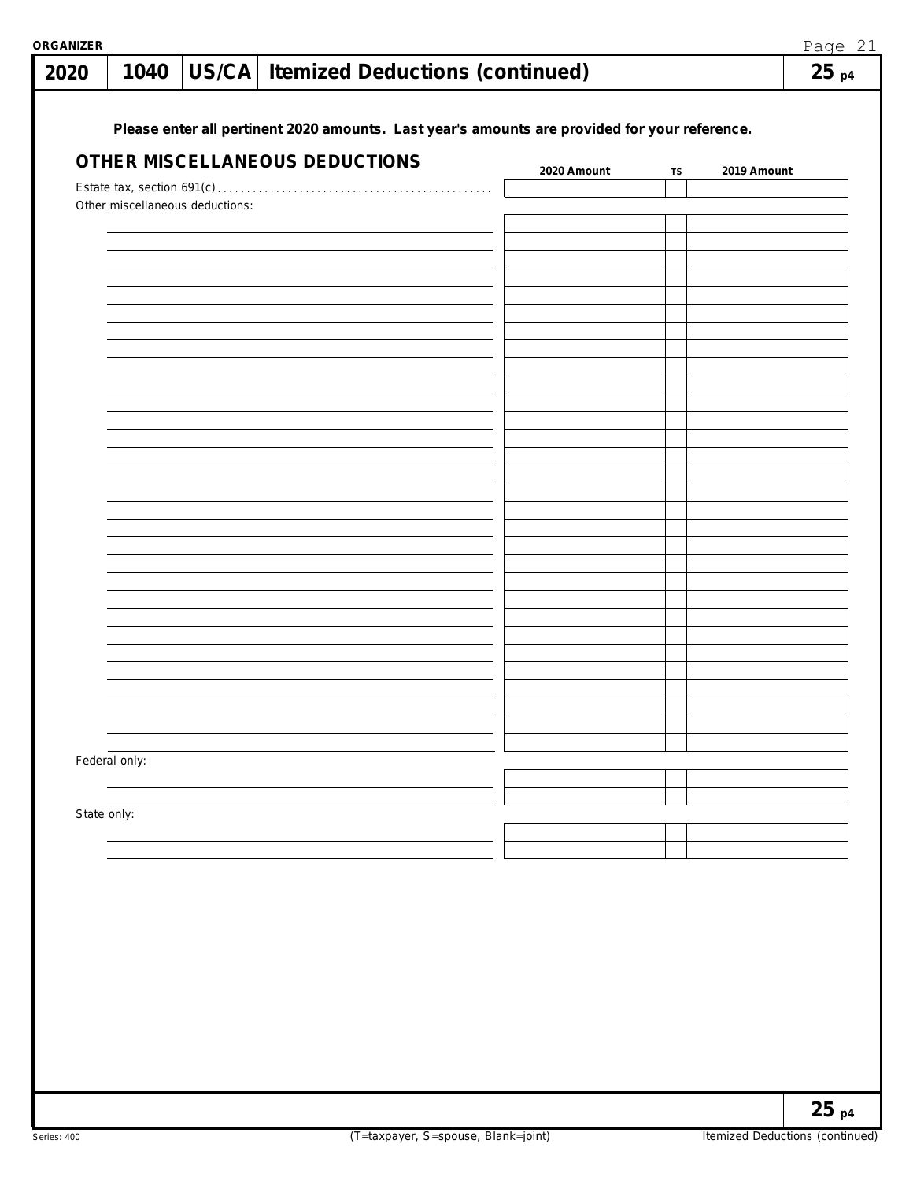| 2020 | 1040 | US/CA | Itemized Deductions (continued) | 25 p4 |
|---|---|---|---|---|

**Please enter all pertinent 2020 amounts. Last year's amounts are provided for your reference.**

## OTHER MISCELLANEOUS DEDUCTIONS

| | 2020 Amount | TS | 2019 Amount |
|---|---|---|---|
| Estate tax, section 691(c) | | | |
| Other miscellaneous deductions: | | | |
| | | | |
| | | | |
| | | | |
| | | | |
| | | | |
| | | | |
| | | | |
| | | | |
| | | | |
| | | | |
| | | | |
| | | | |
| | | | |
| | | | |
| | | | |
| | | | |
| | | | |
| | | | |
| | | | |
| | | | |
| | | | |
| | | | |
| | | | |
| | | | |
| | | | |
| | | | |
| | | | |
| | | | |
| | | | |
| | | | |
| Federal only: | | | |
| | | | |
| | | | |
| State only: | | | |
| | | | |
| | | | |

(T=taxpayer, S=spouse, Blank=joint)